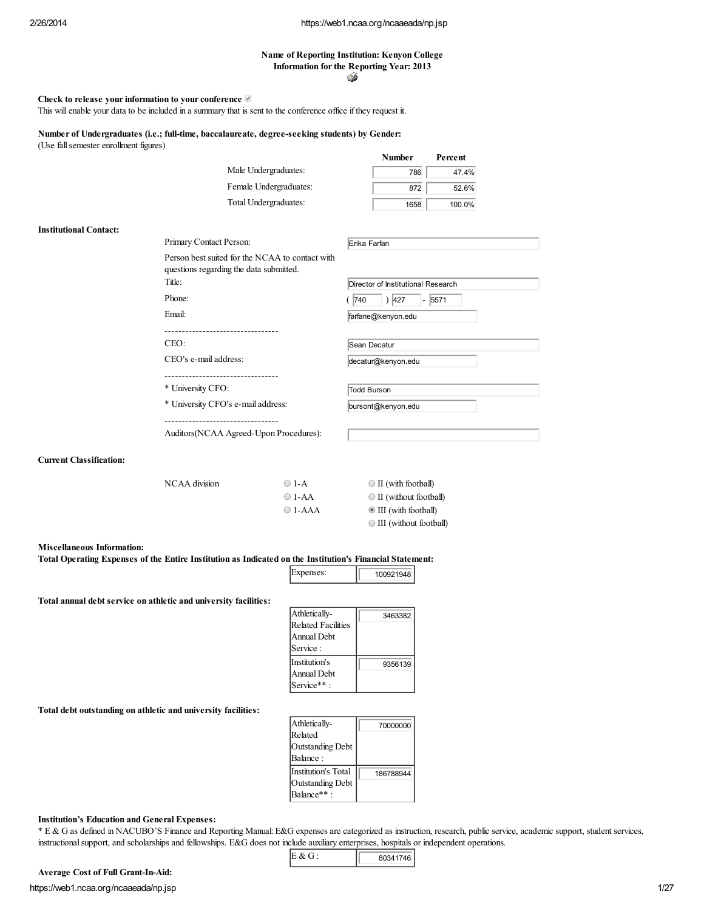**Name of Reporting Institution: Kenyon College**
**Information for the Reporting Year: 2013**

**Check to release your information to your conference** ✔
This will enable your data to be included in a summary that is sent to the conference office if they request it.

**Number of Undergraduates (i.e.; full-time, baccalaureate, degree-seeking students) by Gender:**
(Use fall semester enrollment figures)

| | Number | Percent |
|---|---|---|
| Male Undergraduates: | 786 | 47.4% |
| Female Undergraduates: | 872 | 52.6% |
| Total Undergraduates: | 1658 | 100.0% |

**Institutional Contact:**

| | |
|---|---|
| Primary Contact Person: | Erika Farfan |
| Person best suited for the NCAA to contact with questions regarding the data submitted. | |
| Title: | Director of Institutional Research |
| Phone: | ( 740 ) 427 - 5571 |
| Email: | farfane@kenyon.edu |
| CEO: | Sean Decatur |
| CEO's e-mail address: | decatur@kenyon.edu |
| * University CFO: | Todd Burson |
| * University CFO's e-mail address: | bursont@kenyon.edu |
| Auditors(NCAA Agreed-Upon Procedures): | |

**Current Classification:**

NCAA division

- ○ 1-A
- ○ 1-AA
- ○ 1-AAA
- ○ II (with football)
- ○ II (without football)
- ◉ III (with football)
- ○ III (without football)

**Miscellaneous Information:**
**Total Operating Expenses of the Entire Institution as Indicated on the Institution's Financial Statement:**

| | |
|---|---|
| Expenses: | 100921948 |

**Total annual debt service on athletic and university facilities:**

| | |
|---|---|
| Athletically-Related Facilities Annual Debt Service : | 3463382 |
| Institution's Annual Debt Service** : | 9356139 |

**Total debt outstanding on athletic and university facilities:**

| | |
|---|---|
| Athletically-Related Outstanding Debt Balance : | 70000000 |
| Institution's Total Outstanding Debt Balance** : | 186788944 |

**Institution's Education and General Expenses:**
* E & G as defined in NACUBO'S Finance and Reporting Manual: E&G expenses are categorized as instruction, research, public service, academic support, student services, instructional support, and scholarships and fellowships. E&G does not include auxiliary enterprises, hospitals or independent operations.

| | |
|---|---|
| E & G : | 80341746 |

**Average Cost of Full Grant-In-Aid:**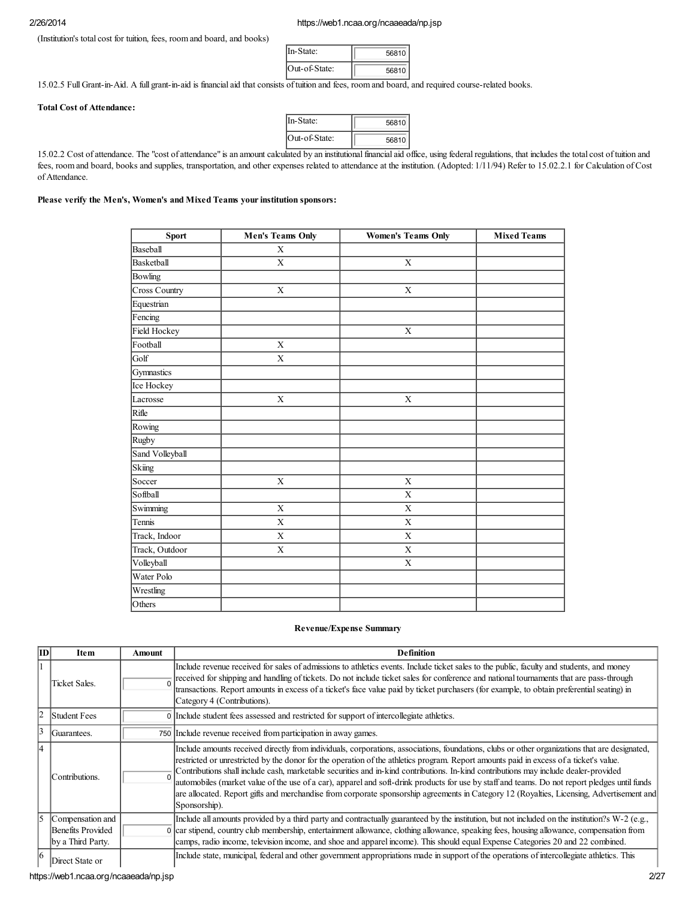(Institution's total cost for tuition, fees, room and board, and books)

| | |
|---|---|
| In-State: | 56810 |
| Out-of-State: | 56810 |

15.02.5 Full Grant-in-Aid. A full grant-in-aid is financial aid that consists of tuition and fees, room and board, and required course-related books.

**Total Cost of Attendance:**

| | |
|---|---|
| In-State: | 56810 |
| Out-of-State: | 56810 |

15.02.2 Cost of attendance. The "cost of attendance" is an amount calculated by an institutional financial aid office, using federal regulations, that includes the total cost of tuition and fees, room and board, books and supplies, transportation, and other expenses related to attendance at the institution. (Adopted: 1/11/94) Refer to 15.02.2.1 for Calculation of Cost of Attendance.

**Please verify the Men's, Women's and Mixed Teams your institution sponsors:**

| Sport | Men's Teams Only | Women's Teams Only | Mixed Teams |
|---|---|---|---|
| Baseball | X | | |
| Basketball | X | X | |
| Bowling | | | |
| Cross Country | X | X | |
| Equestrian | | | |
| Fencing | | | |
| Field Hockey | | X | |
| Football | X | | |
| Golf | X | | |
| Gymnastics | | | |
| Ice Hockey | | | |
| Lacrosse | X | X | |
| Rifle | | | |
| Rowing | | | |
| Rugby | | | |
| Sand Volleyball | | | |
| Skiing | | | |
| Soccer | X | X | |
| Softball | | X | |
| Swimming | X | X | |
| Tennis | X | X | |
| Track, Indoor | X | X | |
| Track, Outdoor | X | X | |
| Volleyball | | X | |
| Water Polo | | | |
| Wrestling | | | |
| Others | | | |

**Revenue/Expense Summary**

| ID | Item | Amount | Definition |
|---|---|---|---|
| 1 | Ticket Sales. | 0 | Include revenue received for sales of admissions to athletics events. Include ticket sales to the public, faculty and students, and money received for shipping and handling of tickets. Do not include ticket sales for conference and national tournaments that are pass-through transactions. Report amounts in excess of a ticket's face value paid by ticket purchasers (for example, to obtain preferential seating) in Category 4 (Contributions). |
| 2 | Student Fees | 0 | Include student fees assessed and restricted for support of intercollegiate athletics. |
| 3 | Guarantees. | 750 | Include revenue received from participation in away games. |
| 4 | Contributions. | 0 | Include amounts received directly from individuals, corporations, associations, foundations, clubs or other organizations that are designated, restricted or unrestricted by the donor for the operation of the athletics program. Report amounts paid in excess of a ticket's value. Contributions shall include cash, marketable securities and in-kind contributions. In-kind contributions may include dealer-provided automobiles (market value of the use of a car), apparel and soft-drink products for use by staff and teams. Do not report pledges until funds are allocated. Report gifts and merchandise from corporate sponsorship agreements in Category 12 (Royalties, Licensing, Advertisement and Sponsorship). |
| 5 | Compensation and Benefits Provided by a Third Party. | 0 | Include all amounts provided by a third party and contractually guaranteed by the institution, but not included on the institution?s W-2 (e.g., car stipend, country club membership, entertainment allowance, clothing allowance, speaking fees, housing allowance, compensation from camps, radio income, television income, and shoe and apparel income). This should equal Expense Categories 20 and 22 combined. |
| 6 | Direct State or | | Include state, municipal, federal and other government appropriations made in support of the operations of intercollegiate athletics. This |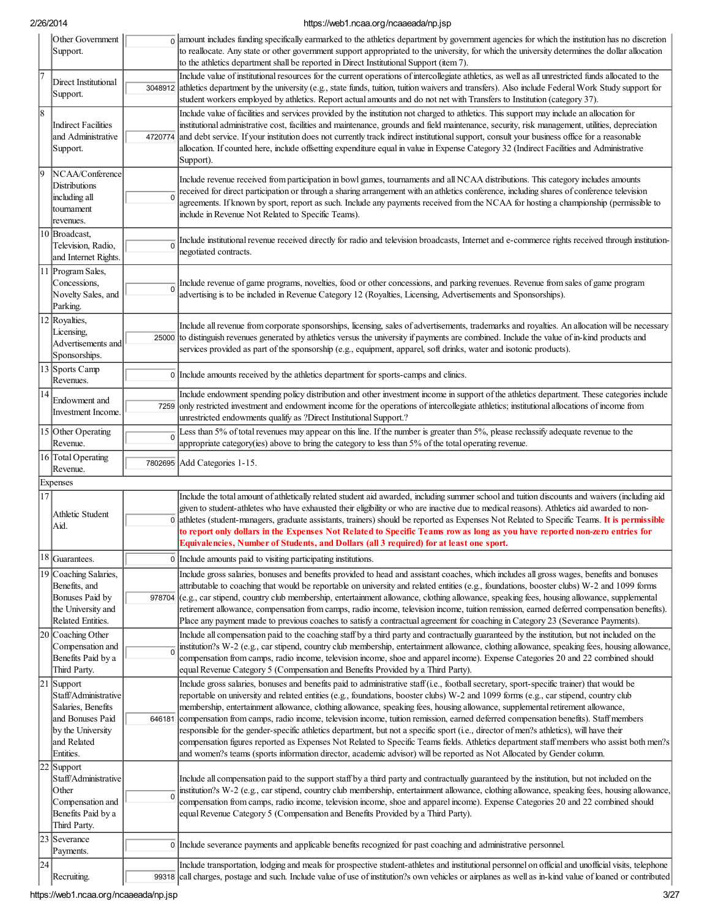| | | | |
|---|---|---|---|
| | Other Government Support. | 0 | amount includes funding specifically earmarked to the athletics department by government agencies for which the institution has no discretion to reallocate. Any state or other government support appropriated to the university, for which the university determines the dollar allocation to the athletics department shall be reported in Direct Institutional Support (item 7). |
| 7 | Direct Institutional Support. | 3048912 | Include value of institutional resources for the current operations of intercollegiate athletics, as well as all unrestricted funds allocated to the athletics department by the university (e.g., state funds, tuition, tuition waivers and transfers). Also include Federal Work Study support for student workers employed by athletics. Report actual amounts and do not net with Transfers to Institution (category 37). |
| 8 | Indirect Facilities and Administrative Support. | 4720774 | Include value of facilities and services provided by the institution not charged to athletics. This support may include an allocation for institutional administrative cost, facilities and maintenance, grounds and field maintenance, security, risk management, utilities, depreciation and debt service. If your institution does not currently track indirect institutional support, consult your business office for a reasonable allocation. If counted here, include offsetting expenditure equal in value in Expense Category 32 (Indirect Facilities and Administrative Support). |
| 9 | NCAA/Conference Distributions including all tournament revenues. | 0 | Include revenue received from participation in bowl games, tournaments and all NCAA distributions. This category includes amounts received for direct participation or through a sharing arrangement with an athletics conference, including shares of conference television agreements. If known by sport, report as such. Include any payments received from the NCAA for hosting a championship (permissible to include in Revenue Not Related to Specific Teams). |
| 10 | Broadcast, Television, Radio, and Internet Rights. | 0 | Include institutional revenue received directly for radio and television broadcasts, Internet and e-commerce rights received through institution-negotiated contracts. |
| 11 | Program Sales, Concessions, Novelty Sales, and Parking. | 0 | Include revenue of game programs, novelties, food or other concessions, and parking revenues. Revenue from sales of game program advertising is to be included in Revenue Category 12 (Royalties, Licensing, Advertisements and Sponsorships). |
| 12 | Royalties, Licensing, Advertisements and Sponsorships. | 25000 | Include all revenue from corporate sponsorships, licensing, sales of advertisements, trademarks and royalties. An allocation will be necessary to distinguish revenues generated by athletics versus the university if payments are combined. Include the value of in-kind products and services provided as part of the sponsorship (e.g., equipment, apparel, soft drinks, water and isotonic products). |
| 13 | Sports Camp Revenues. | 0 | Include amounts received by the athletics department for sports-camps and clinics. |
| 14 | Endowment and Investment Income. | 7259 | Include endowment spending policy distribution and other investment income in support of the athletics department. These categories include only restricted investment and endowment income for the operations of intercollegiate athletics; institutional allocations of income from unrestricted endowments qualify as ?Direct Institutional Support.? |
| 15 | Other Operating Revenue. | 0 | Less than 5% of total revenues may appear on this line. If the number is greater than 5%, please reclassify adequate revenue to the appropriate category(ies) above to bring the category to less than 5% of the total operating revenue. |
| 16 | Total Operating Revenue. | 7802695 | Add Categories 1-15. |
| Expenses | | | |
| 17 | Athletic Student Aid. | 0 | Include the total amount of athletically related student aid awarded, including summer school and tuition discounts and waivers (including aid given to student-athletes who have exhausted their eligibility or who are inactive due to medical reasons). Athletics aid awarded to non-athletes (student-managers, graduate assistants, trainers) should be reported as Expenses Not Related to Specific Teams. **It is permissible to report only dollars in the Expenses Not Related to Specific Teams row as long as you have reported non-zero entries for Equivalencies, Number of Students, and Dollars (all 3 required) for at least one sport.** |
| 18 | Guarantees. | 0 | Include amounts paid to visiting participating institutions. |
| 19 | Coaching Salaries, Benefits, and Bonuses Paid by the University and Related Entities. | 978704 | Include gross salaries, bonuses and benefits provided to head and assistant coaches, which includes all gross wages, benefits and bonuses attributable to coaching that would be reportable on university and related entities (e.g., foundations, booster clubs) W-2 and 1099 forms (e.g., car stipend, country club membership, entertainment allowance, clothing allowance, speaking fees, housing allowance, supplemental retirement allowance, compensation from camps, radio income, television income, tuition remission, earned deferred compensation benefits). Place any payment made to previous coaches to satisfy a contractual agreement for coaching in Category 23 (Severance Payments). |
| 20 | Coaching Other Compensation and Benefits Paid by a Third Party. | 0 | Include all compensation paid to the coaching staff by a third party and contractually guaranteed by the institution, but not included on the institution?s W-2 (e.g., car stipend, country club membership, entertainment allowance, clothing allowance, speaking fees, housing allowance, compensation from camps, radio income, television income, shoe and apparel income). Expense Categories 20 and 22 combined should equal Revenue Category 5 (Compensation and Benefits Provided by a Third Party). |
| 21 | Support Staff/Administrative Salaries, Benefits and Bonuses Paid by the University and Related Entities. | 646181 | Include gross salaries, bonuses and benefits paid to administrative staff (i.e., football secretary, sport-specific trainer) that would be reportable on university and related entities (e.g., foundations, booster clubs) W-2 and 1099 forms (e.g., car stipend, country club membership, entertainment allowance, clothing allowance, speaking fees, housing allowance, supplemental retirement allowance, compensation from camps, radio income, television income, tuition remission, earned deferred compensation benefits). Staff members responsible for the gender-specific athletics department, but not a specific sport (i.e., director of men?s athletics), will have their compensation figures reported as Expenses Not Related to Specific Teams fields. Athletics department staff members who assist both men?s and women?s teams (sports information director, academic advisor) will be reported as Not Allocated by Gender column. |
| 22 | Support Staff/Administrative Other Compensation and Benefits Paid by a Third Party. | 0 | Include all compensation paid to the support staff by a third party and contractually guaranteed by the institution, but not included on the institution?s W-2 (e.g., car stipend, country club membership, entertainment allowance, clothing allowance, speaking fees, housing allowance, compensation from camps, radio income, television income, shoe and apparel income). Expense Categories 20 and 22 combined should equal Revenue Category 5 (Compensation and Benefits Provided by a Third Party). |
| 23 | Severance Payments. | 0 | Include severance payments and applicable benefits recognized for past coaching and administrative personnel. |
| 24 | Recruiting. | 99318 | Include transportation, lodging and meals for prospective student-athletes and institutional personnel on official and unofficial visits, telephone call charges, postage and such. Include value of use of institution?s own vehicles or airplanes as well as in-kind value of loaned or contributed |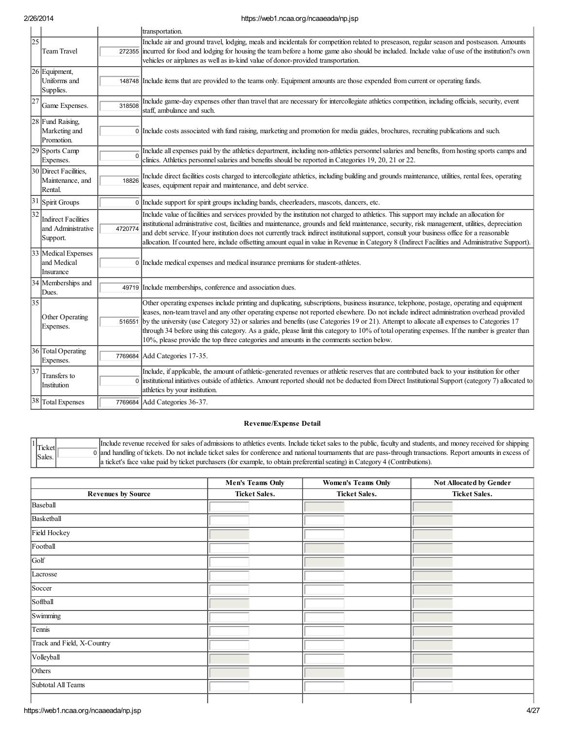| | | | |
|---|---|---|---|
| | | | transportation. |
| 25 | Team Travel | 272355 | Include air and ground travel, lodging, meals and incidentals for competition related to preseason, regular season and postseason. Amounts incurred for food and lodging for housing the team before a home game also should be included. Include value of use of the institution?s own vehicles or airplanes as well as in-kind value of donor-provided transportation. |
| 26 | Equipment, Uniforms and Supplies. | 148748 | Include items that are provided to the teams only. Equipment amounts are those expended from current or operating funds. |
| 27 | Game Expenses. | 318508 | Include game-day expenses other than travel that are necessary for intercollegiate athletics competition, including officials, security, event staff, ambulance and such. |
| 28 | Fund Raising, Marketing and Promotion. | 0 | Include costs associated with fund raising, marketing and promotion for media guides, brochures, recruiting publications and such. |
| 29 | Sports Camp Expenses. | 0 | Include all expenses paid by the athletics department, including non-athletics personnel salaries and benefits, from hosting sports camps and clinics. Athletics personnel salaries and benefits should be reported in Categories 19, 20, 21 or 22. |
| 30 | Direct Facilities, Maintenance, and Rental. | 18826 | Include direct facilities costs charged to intercollegiate athletics, including building and grounds maintenance, utilities, rental fees, operating leases, equipment repair and maintenance, and debt service. |
| 31 | Spirit Groups | 0 | Include support for spirit groups including bands, cheerleaders, mascots, dancers, etc. |
| 32 | Indirect Facilities and Administrative Support. | 4720774 | Include value of facilities and services provided by the institution not charged to athletics. This support may include an allocation for institutional administrative cost, facilities and maintenance, grounds and field maintenance, security, risk management, utilities, depreciation and debt service. If your institution does not currently track indirect institutional support, consult your business office for a reasonable allocation. If counted here, include offsetting amount equal in value in Revenue in Category 8 (Indirect Facilities and Administrative Support). |
| 33 | Medical Expenses and Medical Insurance | 0 | Include medical expenses and medical insurance premiums for student-athletes. |
| 34 | Memberships and Dues. | 49719 | Include memberships, conference and association dues. |
| 35 | Other Operating Expenses. | 516551 | Other operating expenses include printing and duplicating, subscriptions, business insurance, telephone, postage, operating and equipment leases, non-team travel and any other operating expense not reported elsewhere. Do not include indirect administration overhead provided by the university (use Category 32) or salaries and benefits (use Categories 19 or 21). Attempt to allocate all expenses to Categories 17 through 34 before using this category. As a guide, please limit this category to 10% of total operating expenses. If the number is greater than 10%, please provide the top three categories and amounts in the comments section below. |
| 36 | Total Operating Expenses. | 7769684 | Add Categories 17-35. |
| 37 | Transfers to Institution | 0 | Include, if applicable, the amount of athletic-generated revenues or athletic reserves that are contributed back to your institution for other institutional initiatives outside of athletics. Amount reported should not be deducted from Direct Institutional Support (category 7) allocated to athletics by your institution. |
| 38 | Total Expenses | 7769684 | Add Categories 36-37. |

## Revenue/Expense Detail

| | | | |
|---|---|---|---|
| 1 | Ticket Sales. | 0 | Include revenue received for sales of admissions to athletics events. Include ticket sales to the public, faculty and students, and money received for shipping and handling of tickets. Do not include ticket sales for conference and national tournaments that are pass-through transactions. Report amounts in excess of a ticket's face value paid by ticket purchasers (for example, to obtain preferential seating) in Category 4 (Contributions). |

| | Men's Teams Only | Women's Teams Only | Not Allocated by Gender |
|---|---|---|---|
| **Revenues by Source** | **Ticket Sales.** | **Ticket Sales.** | **Ticket Sales.** |
| Baseball | | | |
| Basketball | | | |
| Field Hockey | | | |
| Football | | | |
| Golf | | | |
| Lacrosse | | | |
| Soccer | | | |
| Softball | | | |
| Swimming | | | |
| Tennis | | | |
| Track and Field, X-Country | | | |
| Volleyball | | | |
| Others | | | |
| Subtotal All Teams | | | |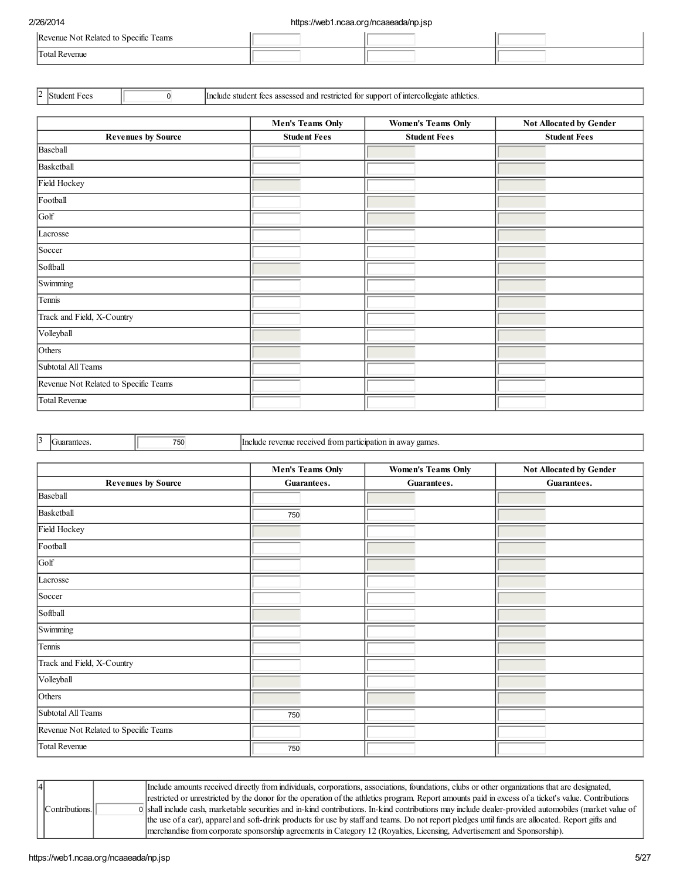| | | | |
|---|---|---|---|
| Revenue Not Related to Specific Teams | | | |
| Total Revenue | | | |

| 2 | Student Fees | 0 | Include student fees assessed and restricted for support of intercollegiate athletics. |
|---|---|---|---|

| | Men's Teams Only | Women's Teams Only | Not Allocated by Gender |
|---|---|---|---|
| Revenues by Source | Student Fees | Student Fees | Student Fees |
| Baseball | | | |
| Basketball | | | |
| Field Hockey | | | |
| Football | | | |
| Golf | | | |
| Lacrosse | | | |
| Soccer | | | |
| Softball | | | |
| Swimming | | | |
| Tennis | | | |
| Track and Field, X-Country | | | |
| Volleyball | | | |
| Others | | | |
| Subtotal All Teams | | | |
| Revenue Not Related to Specific Teams | | | |
| Total Revenue | | | |

| 3 | Guarantees. | 750 | Include revenue received from participation in away games. |
|---|---|---|---|

| | Men's Teams Only | Women's Teams Only | Not Allocated by Gender |
|---|---|---|---|
| Revenues by Source | Guarantees. | Guarantees. | Guarantees. |
| Baseball | | | |
| Basketball | 750 | | |
| Field Hockey | | | |
| Football | | | |
| Golf | | | |
| Lacrosse | | | |
| Soccer | | | |
| Softball | | | |
| Swimming | | | |
| Tennis | | | |
| Track and Field, X-Country | | | |
| Volleyball | | | |
| Others | | | |
| Subtotal All Teams | 750 | | |
| Revenue Not Related to Specific Teams | | | |
| Total Revenue | 750 | | |

| 4 | Contributions. | 0 | Include amounts received directly from individuals, corporations, associations, foundations, clubs or other organizations that are designated, restricted or unrestricted by the donor for the operation of the athletics program. Report amounts paid in excess of a ticket's value. Contributions shall include cash, marketable securities and in-kind contributions. In-kind contributions may include dealer-provided automobiles (market value of the use of a car), apparel and soft-drink products for use by staff and teams. Do not report pledges until funds are allocated. Report gifts and merchandise from corporate sponsorship agreements in Category 12 (Royalties, Licensing, Advertisement and Sponsorship). |
|---|---|---|---|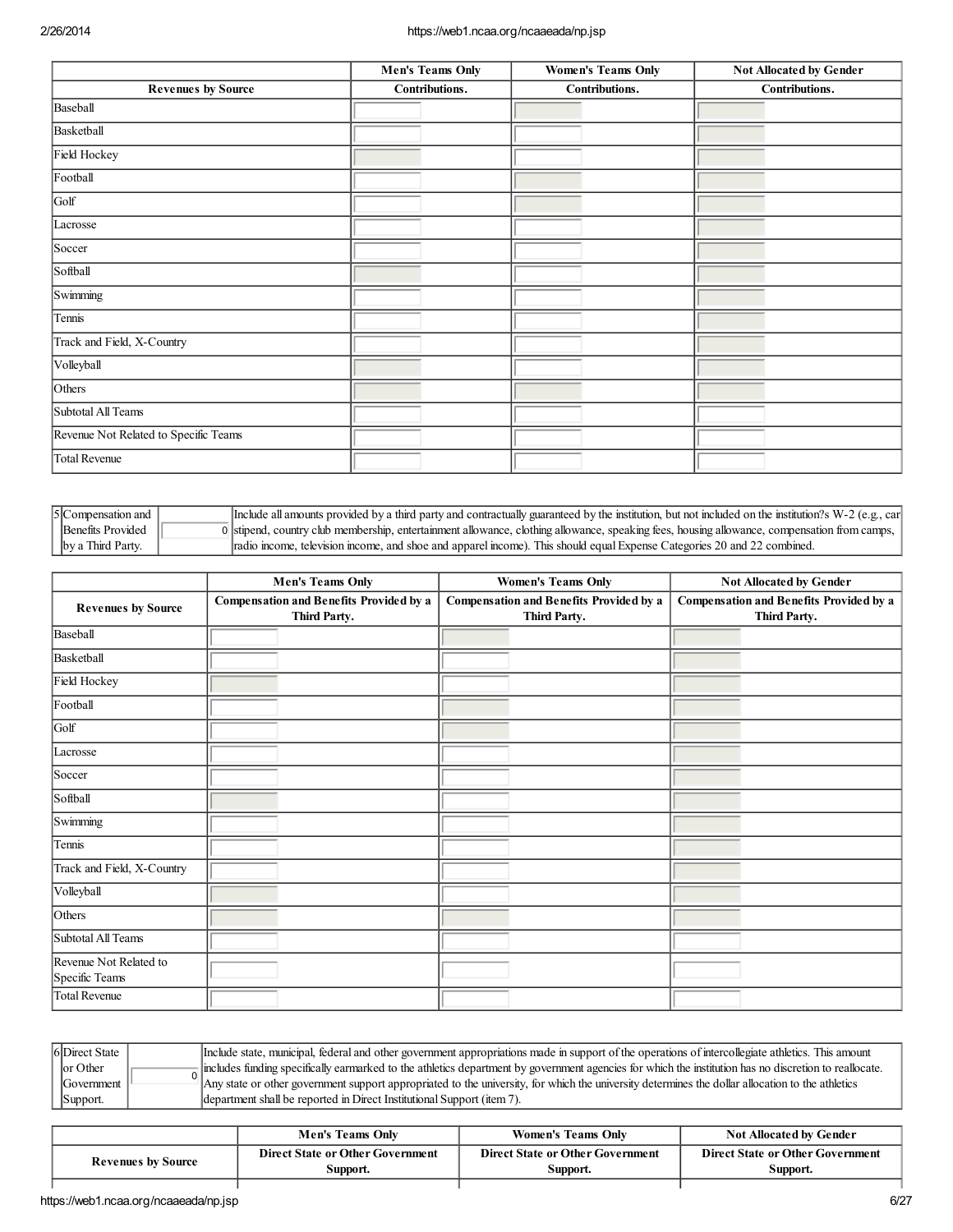| | Men's Teams Only | Women's Teams Only | Not Allocated by Gender |
|---|---|---|---|
| Revenues by Source | Contributions. | Contributions. | Contributions. |
| Baseball | | | |
| Basketball | | | |
| Field Hockey | | | |
| Football | | | |
| Golf | | | |
| Lacrosse | | | |
| Soccer | | | |
| Softball | | | |
| Swimming | | | |
| Tennis | | | |
| Track and Field, X-Country | | | |
| Volleyball | | | |
| Others | | | |
| Subtotal All Teams | | | |
| Revenue Not Related to Specific Teams | | | |
| Total Revenue | | | |

| | | | |
|---|---|---|---|
| 5 | Compensation and Benefits Provided by a Third Party. | 0 | Include all amounts provided by a third party and contractually guaranteed by the institution, but not included on the institution?s W-2 (e.g., car stipend, country club membership, entertainment allowance, clothing allowance, speaking fees, housing allowance, compensation from camps, radio income, television income, and shoe and apparel income). This should equal Expense Categories 20 and 22 combined. |

| | Men's Teams Only | Women's Teams Only | Not Allocated by Gender |
|---|---|---|---|
| Revenues by Source | Compensation and Benefits Provided by a Third Party. | Compensation and Benefits Provided by a Third Party. | Compensation and Benefits Provided by a Third Party. |
| Baseball | | | |
| Basketball | | | |
| Field Hockey | | | |
| Football | | | |
| Golf | | | |
| Lacrosse | | | |
| Soccer | | | |
| Softball | | | |
| Swimming | | | |
| Tennis | | | |
| Track and Field, X-Country | | | |
| Volleyball | | | |
| Others | | | |
| Subtotal All Teams | | | |
| Revenue Not Related to Specific Teams | | | |
| Total Revenue | | | |

| | | | |
|---|---|---|---|
| 6 | Direct State or Other Government Support. | 0 | Include state, municipal, federal and other government appropriations made in support of the operations of intercollegiate athletics. This amount includes funding specifically earmarked to the athletics department by government agencies for which the institution has no discretion to reallocate. Any state or other government support appropriated to the university, for which the university determines the dollar allocation to the athletics department shall be reported in Direct Institutional Support (item 7). |

| | Men's Teams Only | Women's Teams Only | Not Allocated by Gender |
|---|---|---|---|
| Revenues by Source | Direct State or Other Government Support. | Direct State or Other Government Support. | Direct State or Other Government Support. |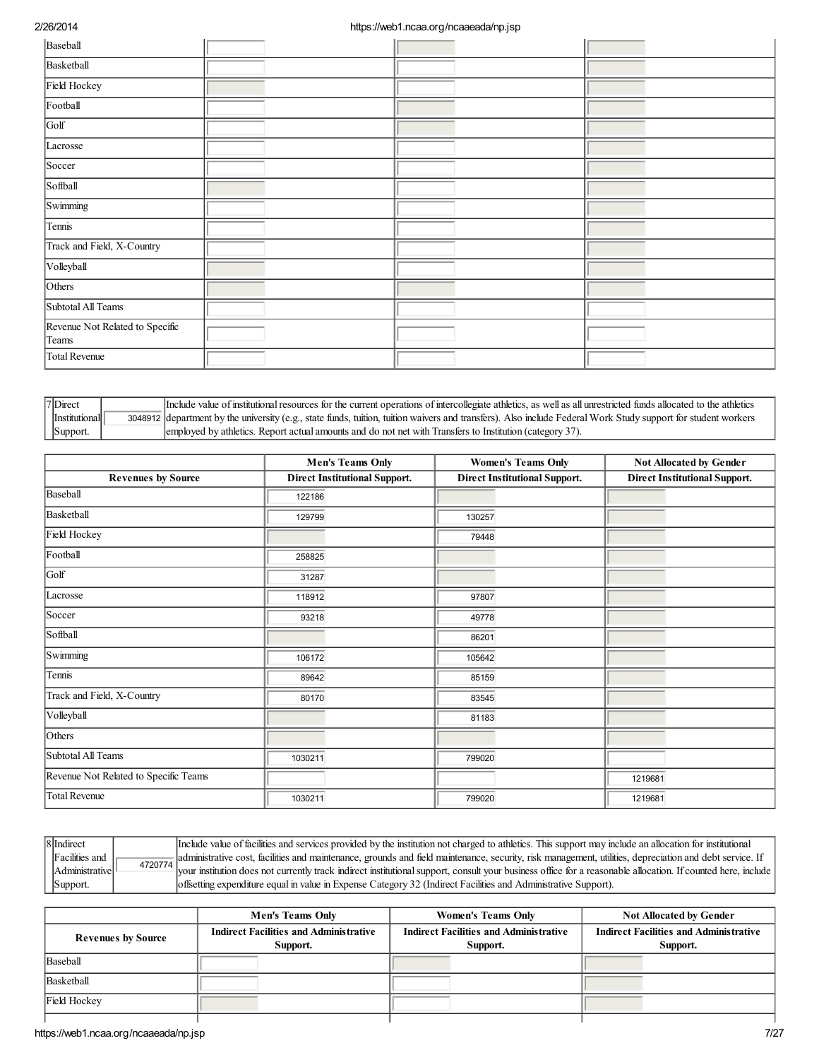| | | | |
|---|---|---|---|
| Baseball | | | |
| Basketball | | | |
| Field Hockey | | | |
| Football | | | |
| Golf | | | |
| Lacrosse | | | |
| Soccer | | | |
| Softball | | | |
| Swimming | | | |
| Tennis | | | |
| Track and Field, X-Country | | | |
| Volleyball | | | |
| Others | | | |
| Subtotal All Teams | | | |
| Revenue Not Related to Specific Teams | | | |
| Total Revenue | | | |

| | | |
|---|---|---|
| 7 Direct Institutional Support. | 3048912 | Include value of institutional resources for the current operations of intercollegiate athletics, as well as all unrestricted funds allocated to the athletics department by the university (e.g., state funds, tuition, tuition waivers and transfers). Also include Federal Work Study support for student workers employed by athletics. Report actual amounts and do not net with Transfers to Institution (category 37). |

| | Men's Teams Only | Women's Teams Only | Not Allocated by Gender |
|---|---|---|---|
| **Revenues by Source** | **Direct Institutional Support.** | **Direct Institutional Support.** | **Direct Institutional Support.** |
| Baseball | 122186 | | |
| Basketball | 129799 | 130257 | |
| Field Hockey | | 79448 | |
| Football | 258825 | | |
| Golf | 31287 | | |
| Lacrosse | 118912 | 97807 | |
| Soccer | 93218 | 49778 | |
| Softball | | 86201 | |
| Swimming | 106172 | 105642 | |
| Tennis | 89642 | 85159 | |
| Track and Field, X-Country | 80170 | 83545 | |
| Volleyball | | 81183 | |
| Others | | | |
| Subtotal All Teams | 1030211 | 799020 | |
| Revenue Not Related to Specific Teams | | | 1219681 |
| Total Revenue | 1030211 | 799020 | 1219681 |

| | | |
|---|---|---|
| 8 Indirect Facilities and Administrative Support. | 4720774 | Include value of facilities and services provided by the institution not charged to athletics. This support may include an allocation for institutional administrative cost, facilities and maintenance, grounds and field maintenance, security, risk management, utilities, depreciation and debt service. If your institution does not currently track indirect institutional support, consult your business office for a reasonable allocation. If counted here, include offsetting expenditure equal in value in Expense Category 32 (Indirect Facilities and Administrative Support). |

| | Men's Teams Only | Women's Teams Only | Not Allocated by Gender |
|---|---|---|---|
| **Revenues by Source** | **Indirect Facilities and Administrative Support.** | **Indirect Facilities and Administrative Support.** | **Indirect Facilities and Administrative Support.** |
| Baseball | | | |
| Basketball | | | |
| Field Hockey | | | |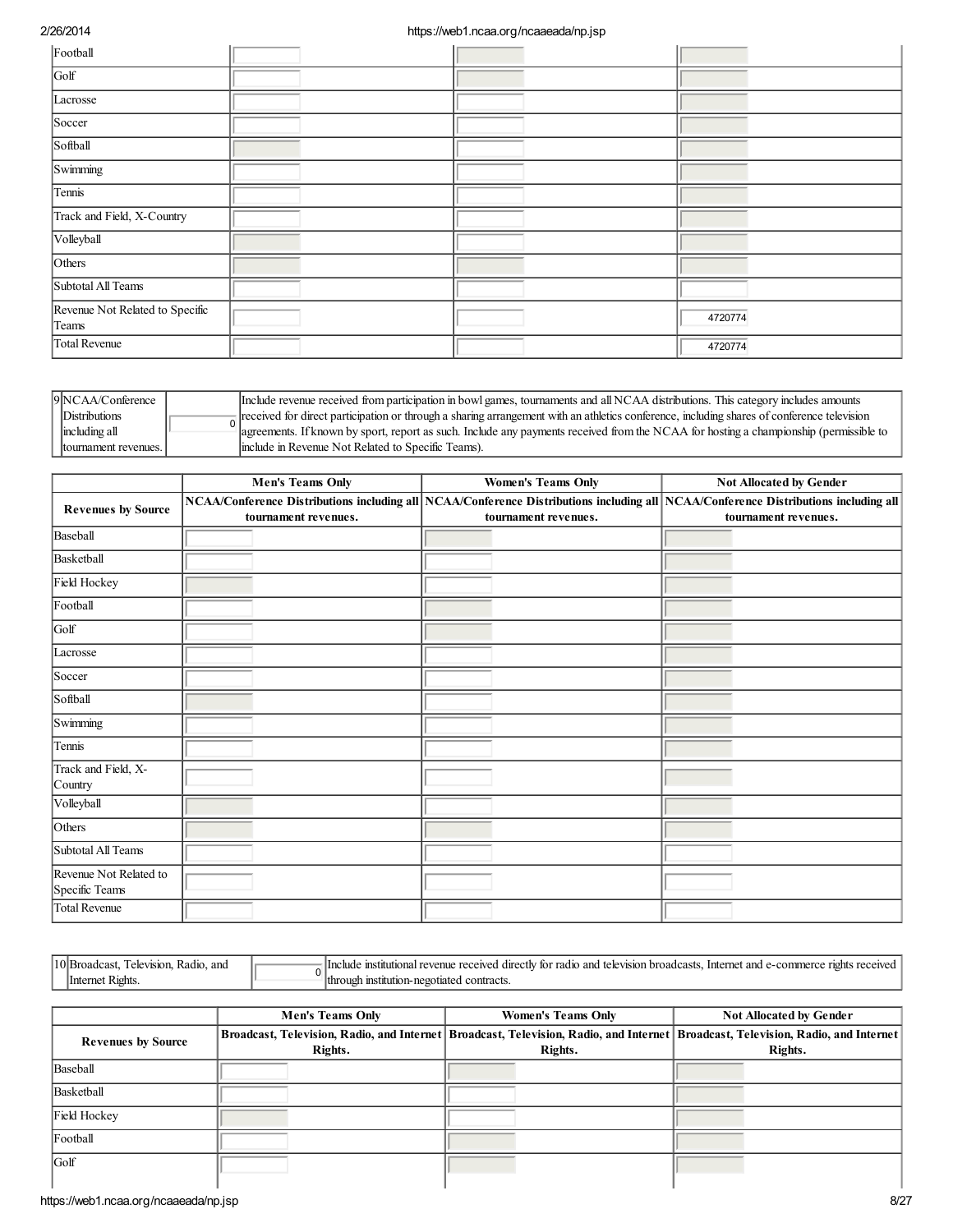| | | | |
|---|---|---|---|
| Football | | | |
| Golf | | | |
| Lacrosse | | | |
| Soccer | | | |
| Softball | | | |
| Swimming | | | |
| Tennis | | | |
| Track and Field, X-Country | | | |
| Volleyball | | | |
| Others | | | |
| Subtotal All Teams | | | |
| Revenue Not Related to Specific Teams | | | 4720774 |
| Total Revenue | | | 4720774 |

| 9 | NCAA/Conference Distributions including all tournament revenues. | 0 | Include revenue received from participation in bowl games, tournaments and all NCAA distributions. This category includes amounts received for direct participation or through a sharing arrangement with an athletics conference, including shares of conference television agreements. If known by sport, report as such. Include any payments received from the NCAA for hosting a championship (permissible to include in Revenue Not Related to Specific Teams). |
|---|---|---|---|

| | Men's Teams Only | Women's Teams Only | Not Allocated by Gender |
|---|---|---|---|
| **Revenues by Source** | **NCAA/Conference Distributions including all tournament revenues.** | **NCAA/Conference Distributions including all tournament revenues.** | **NCAA/Conference Distributions including all tournament revenues.** |
| Baseball | | | |
| Basketball | | | |
| Field Hockey | | | |
| Football | | | |
| Golf | | | |
| Lacrosse | | | |
| Soccer | | | |
| Softball | | | |
| Swimming | | | |
| Tennis | | | |
| Track and Field, X-Country | | | |
| Volleyball | | | |
| Others | | | |
| Subtotal All Teams | | | |
| Revenue Not Related to Specific Teams | | | |
| Total Revenue | | | |

| 10 | Broadcast, Television, Radio, and Internet Rights. | 0 | Include institutional revenue received directly for radio and television broadcasts, Internet and e-commerce rights received through institution-negotiated contracts. |
|---|---|---|---|

| | Men's Teams Only | Women's Teams Only | Not Allocated by Gender |
|---|---|---|---|
| **Revenues by Source** | **Broadcast, Television, Radio, and Internet Rights.** | **Broadcast, Television, Radio, and Internet Rights.** | **Broadcast, Television, Radio, and Internet Rights.** |
| Baseball | | | |
| Basketball | | | |
| Field Hockey | | | |
| Football | | | |
| Golf | | | |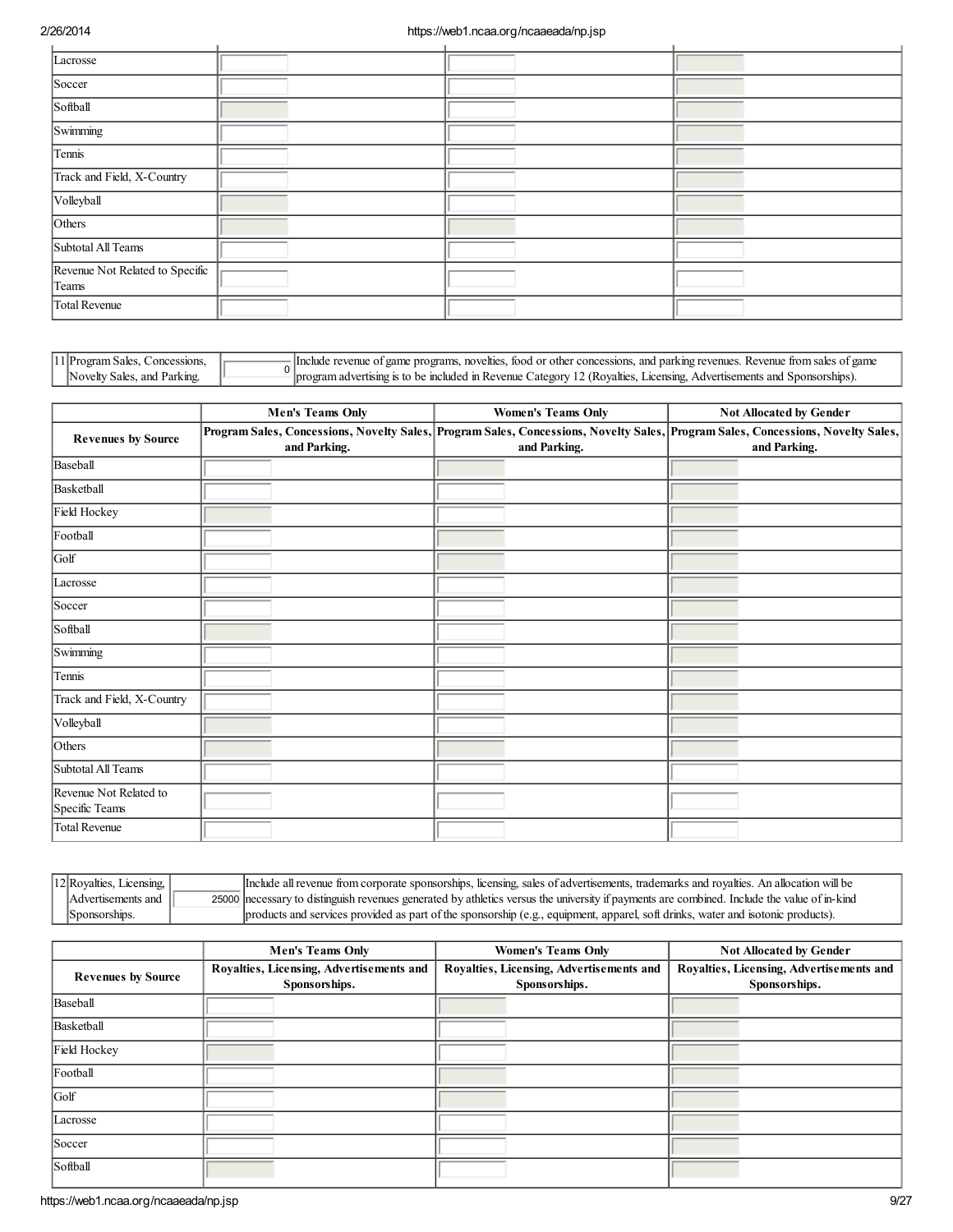| | | | |
|---|---|---|---|
| Lacrosse | | | |
| Soccer | | | |
| Softball | | | |
| Swimming | | | |
| Tennis | | | |
| Track and Field, X-Country | | | |
| Volleyball | | | |
| Others | | | |
| Subtotal All Teams | | | |
| Revenue Not Related to Specific Teams | | | |
| Total Revenue | | | |

| 11 | Program Sales, Concessions, Novelty Sales, and Parking. | 0 | Include revenue of game programs, novelties, food or other concessions, and parking revenues. Revenue from sales of game program advertising is to be included in Revenue Category 12 (Royalties, Licensing, Advertisements and Sponsorships). |
|---|---|---|---|

| | Men's Teams Only | Women's Teams Only | Not Allocated by Gender |
|---|---|---|---|
| **Revenues by Source** | **Program Sales, Concessions, Novelty Sales, and Parking.** | **Program Sales, Concessions, Novelty Sales, and Parking.** | **Program Sales, Concessions, Novelty Sales, and Parking.** |
| Baseball | | | |
| Basketball | | | |
| Field Hockey | | | |
| Football | | | |
| Golf | | | |
| Lacrosse | | | |
| Soccer | | | |
| Softball | | | |
| Swimming | | | |
| Tennis | | | |
| Track and Field, X-Country | | | |
| Volleyball | | | |
| Others | | | |
| Subtotal All Teams | | | |
| Revenue Not Related to Specific Teams | | | |
| Total Revenue | | | |

| 12 | Royalties, Licensing, Advertisements and Sponsorships. | 25000 | Include all revenue from corporate sponsorships, licensing, sales of advertisements, trademarks and royalties. An allocation will be necessary to distinguish revenues generated by athletics versus the university if payments are combined. Include the value of in-kind products and services provided as part of the sponsorship (e.g., equipment, apparel, soft drinks, water and isotonic products). |
|---|---|---|---|

| | Men's Teams Only | Women's Teams Only | Not Allocated by Gender |
|---|---|---|---|
| **Revenues by Source** | **Royalties, Licensing, Advertisements and Sponsorships.** | **Royalties, Licensing, Advertisements and Sponsorships.** | **Royalties, Licensing, Advertisements and Sponsorships.** |
| Baseball | | | |
| Basketball | | | |
| Field Hockey | | | |
| Football | | | |
| Golf | | | |
| Lacrosse | | | |
| Soccer | | | |
| Softball | | | |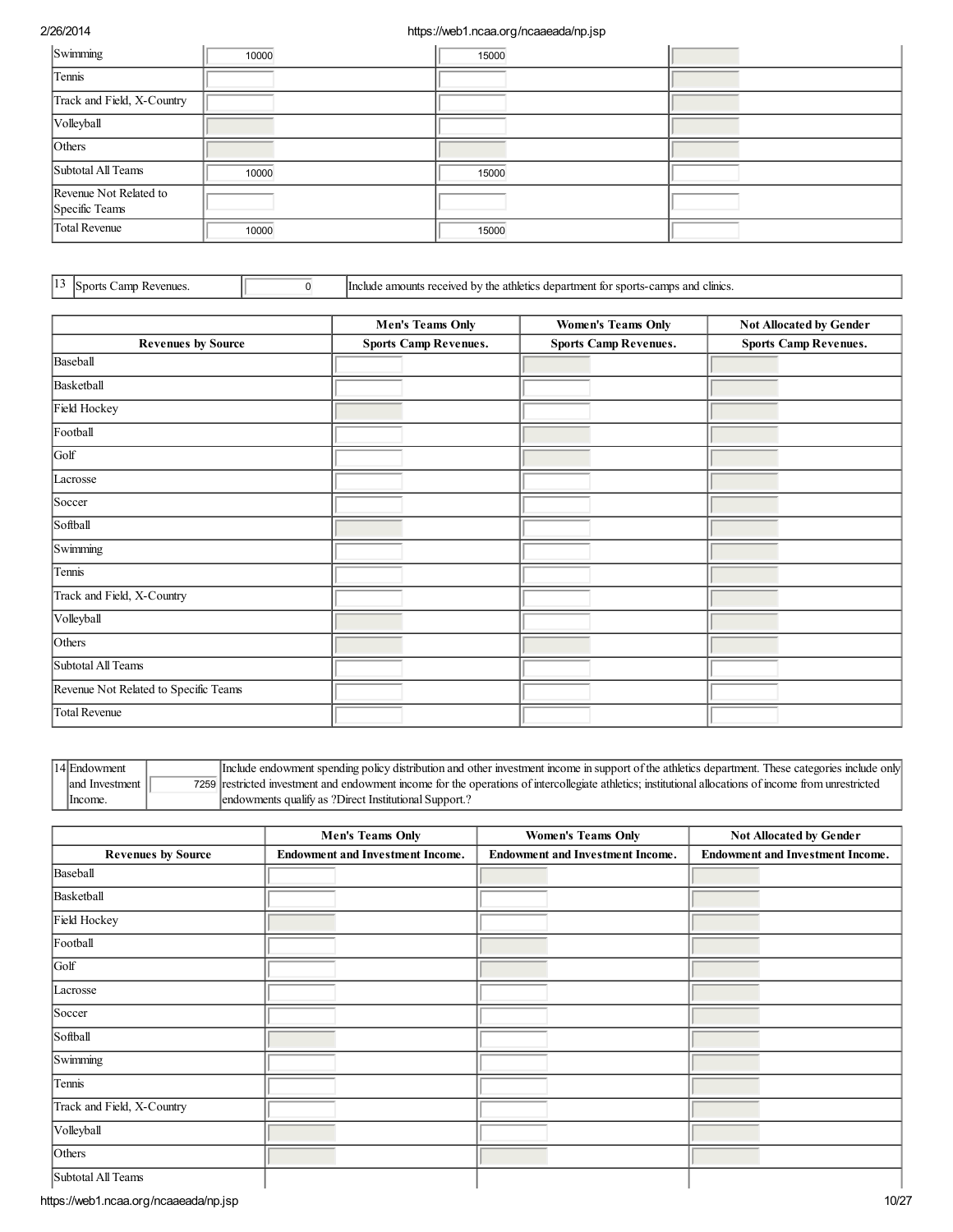| | | | |
|---|---|---|---|
| Swimming | 10000 | 15000 | |
| Tennis | | | |
| Track and Field, X-Country | | | |
| Volleyball | | | |
| Others | | | |
| Subtotal All Teams | 10000 | 15000 | |
| Revenue Not Related to Specific Teams | | | |
| Total Revenue | 10000 | 15000 | |

| 13 | Sports Camp Revenues. | 0 | Include amounts received by the athletics department for sports-camps and clinics. |
|---|---|---|---|

| | Men's Teams Only | Women's Teams Only | Not Allocated by Gender |
|---|---|---|---|
| Revenues by Source | Sports Camp Revenues. | Sports Camp Revenues. | Sports Camp Revenues. |
| Baseball | | | |
| Basketball | | | |
| Field Hockey | | | |
| Football | | | |
| Golf | | | |
| Lacrosse | | | |
| Soccer | | | |
| Softball | | | |
| Swimming | | | |
| Tennis | | | |
| Track and Field, X-Country | | | |
| Volleyball | | | |
| Others | | | |
| Subtotal All Teams | | | |
| Revenue Not Related to Specific Teams | | | |
| Total Revenue | | | |

| 14 | Endowment and Investment Income. | 7259 | Include endowment spending policy distribution and other investment income in support of the athletics department. These categories include only restricted investment and endowment income for the operations of intercollegiate athletics; institutional allocations of income from unrestricted endowments qualify as ?Direct Institutional Support.? |
|---|---|---|---|

| | Men's Teams Only | Women's Teams Only | Not Allocated by Gender |
|---|---|---|---|
| Revenues by Source | Endowment and Investment Income. | Endowment and Investment Income. | Endowment and Investment Income. |
| Baseball | | | |
| Basketball | | | |
| Field Hockey | | | |
| Football | | | |
| Golf | | | |
| Lacrosse | | | |
| Soccer | | | |
| Softball | | | |
| Swimming | | | |
| Tennis | | | |
| Track and Field, X-Country | | | |
| Volleyball | | | |
| Others | | | |
| Subtotal All Teams | | | |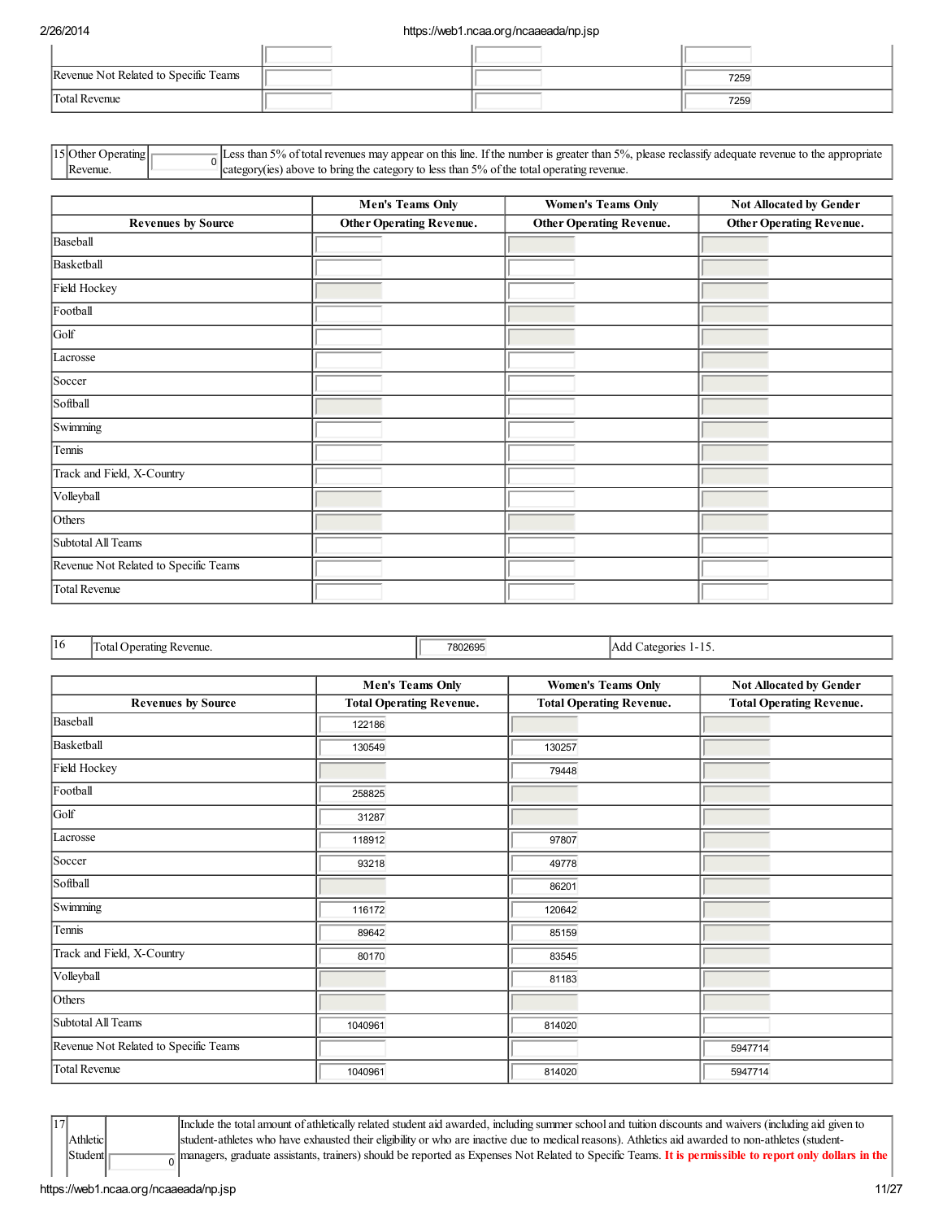| | | | |
|---|---|---|---|
| | | | |
| Revenue Not Related to Specific Teams | | | 7259 |
| Total Revenue | | | 7259 |

| 15 | Other Operating Revenue. | 0 | Less than 5% of total revenues may appear on this line. If the number is greater than 5%, please reclassify adequate revenue to the appropriate category(ies) above to bring the category to less than 5% of the total operating revenue. |
|---|---|---|---|

| | Men's Teams Only | Women's Teams Only | Not Allocated by Gender |
|---|---|---|---|
| Revenues by Source | Other Operating Revenue. | Other Operating Revenue. | Other Operating Revenue. |
| Baseball | | | |
| Basketball | | | |
| Field Hockey | | | |
| Football | | | |
| Golf | | | |
| Lacrosse | | | |
| Soccer | | | |
| Softball | | | |
| Swimming | | | |
| Tennis | | | |
| Track and Field, X-Country | | | |
| Volleyball | | | |
| Others | | | |
| Subtotal All Teams | | | |
| Revenue Not Related to Specific Teams | | | |
| Total Revenue | | | |

| 16 | Total Operating Revenue. | 7802695 | Add Categories 1-15. |
|---|---|---|---|

| | Men's Teams Only | Women's Teams Only | Not Allocated by Gender |
|---|---|---|---|
| Revenues by Source | Total Operating Revenue. | Total Operating Revenue. | Total Operating Revenue. |
| Baseball | 122186 | | |
| Basketball | 130549 | 130257 | |
| Field Hockey | | 79448 | |
| Football | 258825 | | |
| Golf | 31287 | | |
| Lacrosse | 118912 | 97807 | |
| Soccer | 93218 | 49778 | |
| Softball | | 86201 | |
| Swimming | 116172 | 120642 | |
| Tennis | 89642 | 85159 | |
| Track and Field, X-Country | 80170 | 83545 | |
| Volleyball | | 81183 | |
| Others | | | |
| Subtotal All Teams | 1040961 | 814020 | |
| Revenue Not Related to Specific Teams | | | 5947714 |
| Total Revenue | 1040961 | 814020 | 5947714 |

| 17 | Athletic Student | 0 | Include the total amount of athletically related student aid awarded, including summer school and tuition discounts and waivers (including aid given to student-athletes who have exhausted their eligibility or who are inactive due to medical reasons). Athletics aid awarded to non-athletes (student-managers, graduate assistants, trainers) should be reported as Expenses Not Related to Specific Teams. **It is permissible to report only dollars in the** |
|---|---|---|---|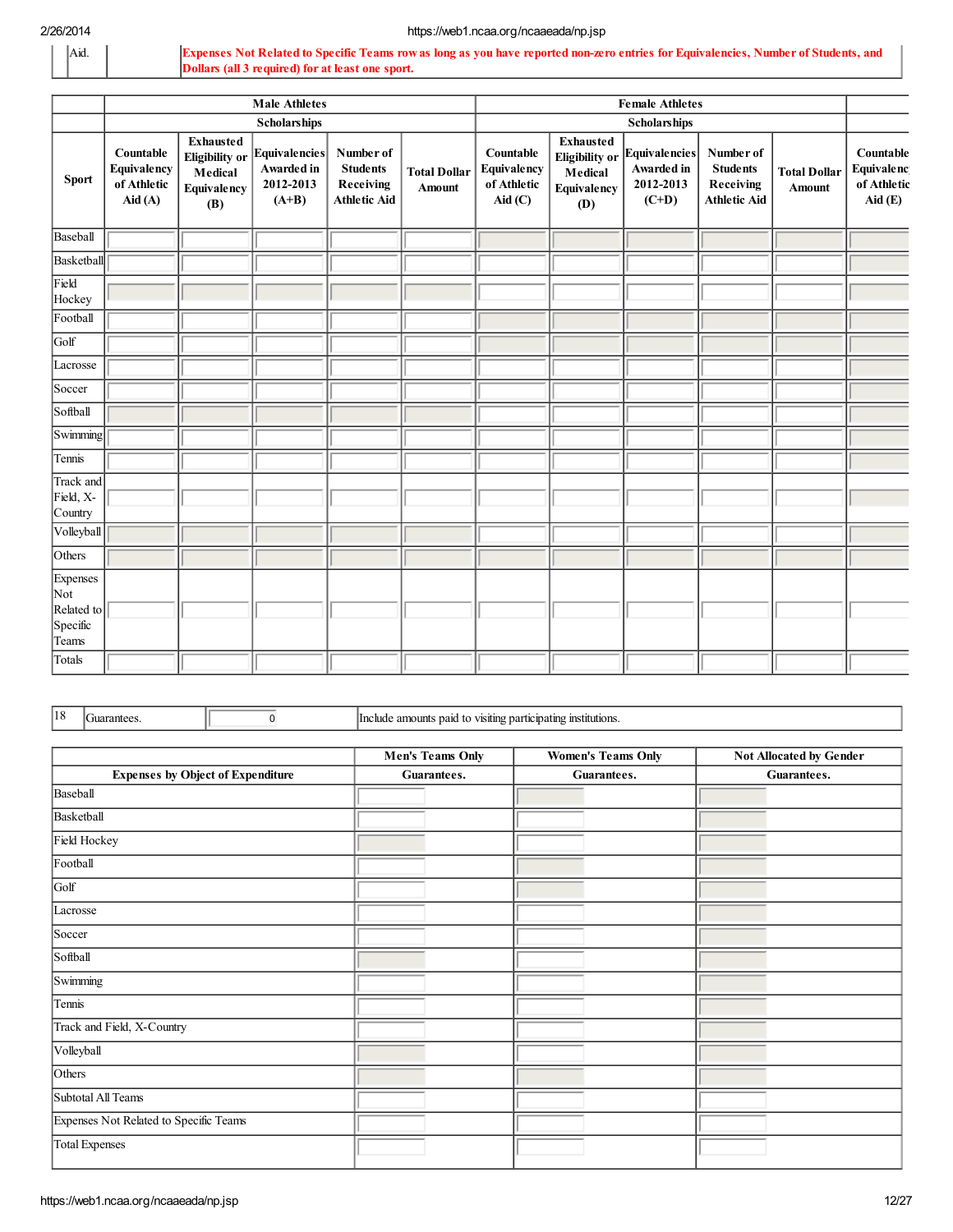| | Aid. | | Expenses Not Related to Specific Teams row as long as you have reported non-zero entries for Equivalencies, Number of Students, and Dollars (all 3 required) for at least one sport. |
|---|---|---|---|

| | Male Athletes | | | | | Female Athletes | | | | | |
|---|---|---|---|---|---|---|---|---|---|---|---|
| | Scholarships | | | | | Scholarships | | | | | |
| Sport | Countable Equivalency of Athletic Aid (A) | Exhausted Eligibility or Medical Equivalency (B) | Equivalencies Awarded in 2012-2013 (A+B) | Number of Students Receiving Athletic Aid | Total Dollar Amount | Countable Equivalency of Athletic Aid (C) | Exhausted Eligibility or Medical Equivalency (D) | Equivalencies Awarded in 2012-2013 (C+D) | Number of Students Receiving Athletic Aid | Total Dollar Amount | Countable Equivalency of Athletic Aid (E) |
| Baseball | | | | | | | | | | | |
| Basketball | | | | | | | | | | | |
| Field Hockey | | | | | | | | | | | |
| Football | | | | | | | | | | | |
| Golf | | | | | | | | | | | |
| Lacrosse | | | | | | | | | | | |
| Soccer | | | | | | | | | | | |
| Softball | | | | | | | | | | | |
| Swimming | | | | | | | | | | | |
| Tennis | | | | | | | | | | | |
| Track and Field, X-Country | | | | | | | | | | | |
| Volleyball | | | | | | | | | | | |
| Others | | | | | | | | | | | |
| Expenses Not Related to Specific Teams | | | | | | | | | | | |
| Totals | | | | | | | | | | | |

| 18 | Guarantees. | 0 | Include amounts paid to visiting participating institutions. |
|---|---|---|---|

| | Men's Teams Only | Women's Teams Only | Not Allocated by Gender |
|---|---|---|---|
| Expenses by Object of Expenditure | Guarantees. | Guarantees. | Guarantees. |
| Baseball | | | |
| Basketball | | | |
| Field Hockey | | | |
| Football | | | |
| Golf | | | |
| Lacrosse | | | |
| Soccer | | | |
| Softball | | | |
| Swimming | | | |
| Tennis | | | |
| Track and Field, X-Country | | | |
| Volleyball | | | |
| Others | | | |
| Subtotal All Teams | | | |
| Expenses Not Related to Specific Teams | | | |
| Total Expenses | | | |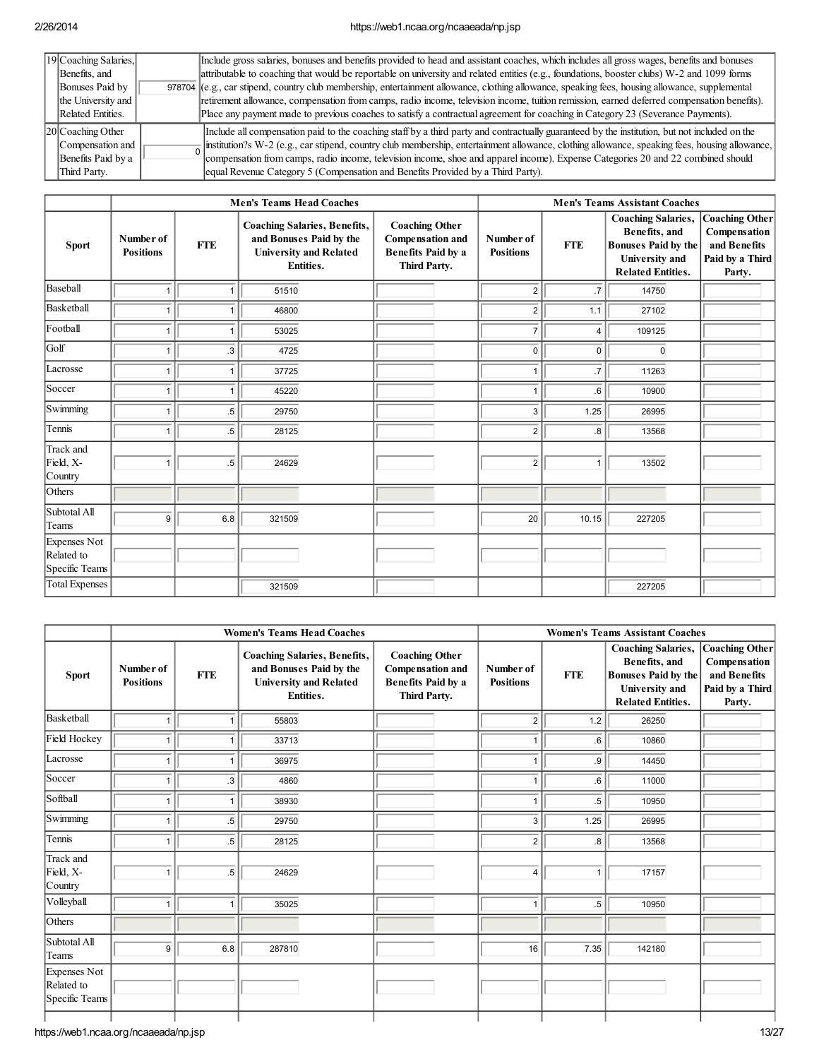| | | | |
|---|---|---|---|
| 19 | Coaching Salaries, Benefits, and Bonuses Paid by the University and Related Entities. | 978704 | Include gross salaries, bonuses and benefits provided to head and assistant coaches, which includes all gross wages, benefits and bonuses attributable to coaching that would be reportable on university and related entities (e.g., foundations, booster clubs) W-2 and 1099 forms (e.g., car stipend, country club membership, entertainment allowance, clothing allowance, speaking fees, housing allowance, supplemental retirement allowance, compensation from camps, radio income, television income, tuition remission, earned deferred compensation benefits). Place any payment made to previous coaches to satisfy a contractual agreement for coaching in Category 23 (Severance Payments). |
| 20 | Coaching Other Compensation and Benefits Paid by a Third Party. | 0 | Include all compensation paid to the coaching staff by a third party and contractually guaranteed by the institution, but not included on the institution?s W-2 (e.g., car stipend, country club membership, entertainment allowance, clothing allowance, speaking fees, housing allowance, compensation from camps, radio income, television income, shoe and apparel income). Expense Categories 20 and 22 combined should equal Revenue Category 5 (Compensation and Benefits Provided by a Third Party). |

| | Men's Teams Head Coaches | | | | Men's Teams Assistant Coaches | | | |
|---|---|---|---|---|---|---|---|---|
| Sport | Number of Positions | FTE | Coaching Salaries, Benefits, and Bonuses Paid by the University and Related Entities. | Coaching Other Compensation and Benefits Paid by a Third Party. | Number of Positions | FTE | Coaching Salaries, Benefits, and Bonuses Paid by the University and Related Entities. | Coaching Other Compensation and Benefits Paid by a Third Party. |
| Baseball | 1 | 1 | 51510 | | 2 | .7 | 14750 | |
| Basketball | 1 | 1 | 46800 | | 2 | 1.1 | 27102 | |
| Football | 1 | 1 | 53025 | | 7 | 4 | 109125 | |
| Golf | 1 | .3 | 4725 | | 0 | 0 | 0 | |
| Lacrosse | 1 | 1 | 37725 | | 1 | .7 | 11263 | |
| Soccer | 1 | 1 | 45220 | | 1 | .6 | 10900 | |
| Swimming | 1 | .5 | 29750 | | 3 | 1.25 | 26995 | |
| Tennis | 1 | .5 | 28125 | | 2 | .8 | 13568 | |
| Track and Field, X-Country | 1 | .5 | 24629 | | 2 | 1 | 13502 | |
| Others | | | | | | | | |
| Subtotal All Teams | 9 | 6.8 | 321509 | | 20 | 10.15 | 227205 | |
| Expenses Not Related to Specific Teams | | | | | | | | |
| Total Expenses | | | 321509 | | | | 227205 | |

| | Women's Teams Head Coaches | | | | Women's Teams Assistant Coaches | | | |
|---|---|---|---|---|---|---|---|---|
| Sport | Number of Positions | FTE | Coaching Salaries, Benefits, and Bonuses Paid by the University and Related Entities. | Coaching Other Compensation and Benefits Paid by a Third Party. | Number of Positions | FTE | Coaching Salaries, Benefits, and Bonuses Paid by the University and Related Entities. | Coaching Other Compensation and Benefits Paid by a Third Party. |
| Basketball | 1 | 1 | 55803 | | 2 | 1.2 | 26250 | |
| Field Hockey | 1 | 1 | 33713 | | 1 | .6 | 10860 | |
| Lacrosse | 1 | 1 | 36975 | | 1 | .9 | 14450 | |
| Soccer | 1 | .3 | 4860 | | 1 | .6 | 11000 | |
| Softball | 1 | 1 | 38930 | | 1 | .5 | 10950 | |
| Swimming | 1 | .5 | 29750 | | 3 | 1.25 | 26995 | |
| Tennis | 1 | .5 | 28125 | | 2 | .8 | 13568 | |
| Track and Field, X-Country | 1 | .5 | 24629 | | 4 | 1 | 17157 | |
| Volleyball | 1 | 1 | 35025 | | 1 | .5 | 10950 | |
| Others | | | | | | | | |
| Subtotal All Teams | 9 | 6.8 | 287810 | | 16 | 7.35 | 142180 | |
| Expenses Not Related to Specific Teams | | | | | | | | |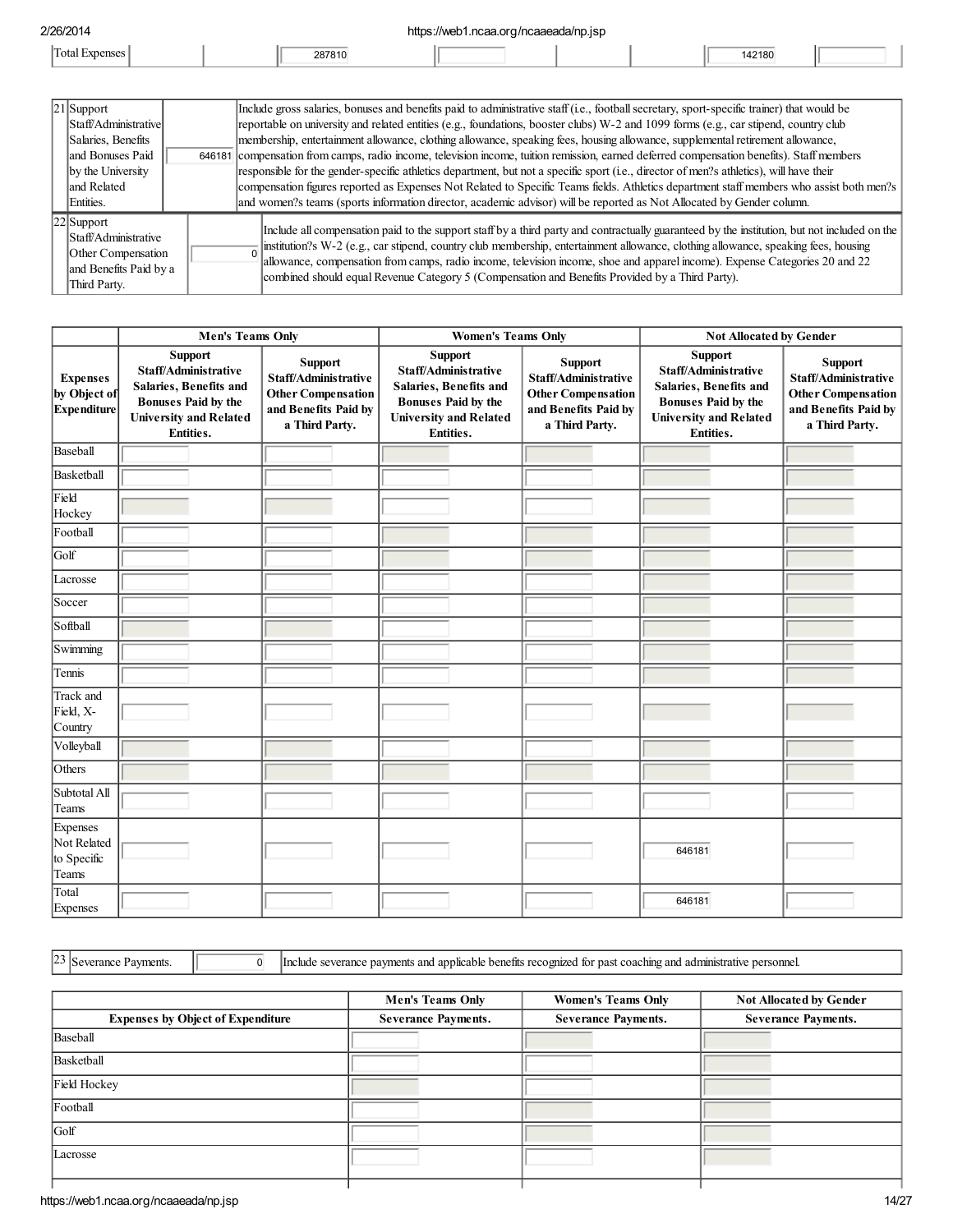| Total Expenses | | 287810 | | | | 142180 | |
|---|---|---|---|---|---|---|---|

| 21 | Support Staff/Administrative Salaries, Benefits and Bonuses Paid by the University and Related Entities. | 646181 | Include gross salaries, bonuses and benefits paid to administrative staff (i.e., football secretary, sport-specific trainer) that would be reportable on university and related entities (e.g., foundations, booster clubs) W-2 and 1099 forms (e.g., car stipend, country club membership, entertainment allowance, clothing allowance, speaking fees, housing allowance, supplemental retirement allowance, compensation from camps, radio income, television income, tuition remission, earned deferred compensation benefits). Staff members responsible for the gender-specific athletics department, but not a specific sport (i.e., director of men?s athletics), will have their compensation figures reported as Expenses Not Related to Specific Teams fields. Athletics department staff members who assist both men?s and women?s teams (sports information director, academic advisor) will be reported as Not Allocated by Gender column. |
|---|---|---|---|
| 22 | Support Staff/Administrative Other Compensation and Benefits Paid by a Third Party. | 0 | Include all compensation paid to the support staff by a third party and contractually guaranteed by the institution, but not included on the institution?s W-2 (e.g., car stipend, country club membership, entertainment allowance, clothing allowance, speaking fees, housing allowance, compensation from camps, radio income, television income, shoe and apparel income). Expense Categories 20 and 22 combined should equal Revenue Category 5 (Compensation and Benefits Provided by a Third Party). |

| | Men's Teams Only | | Women's Teams Only | | Not Allocated by Gender | |
|---|---|---|---|---|---|---|
| **Expenses by Object of Expenditure** | **Support Staff/Administrative Salaries, Benefits and Bonuses Paid by the University and Related Entities.** | **Support Staff/Administrative Other Compensation and Benefits Paid by a Third Party.** | **Support Staff/Administrative Salaries, Benefits and Bonuses Paid by the University and Related Entities.** | **Support Staff/Administrative Other Compensation and Benefits Paid by a Third Party.** | **Support Staff/Administrative Salaries, Benefits and Bonuses Paid by the University and Related Entities.** | **Support Staff/Administrative Other Compensation and Benefits Paid by a Third Party.** |
| Baseball | | | | | | |
| Basketball | | | | | | |
| Field Hockey | | | | | | |
| Football | | | | | | |
| Golf | | | | | | |
| Lacrosse | | | | | | |
| Soccer | | | | | | |
| Softball | | | | | | |
| Swimming | | | | | | |
| Tennis | | | | | | |
| Track and Field, X-Country | | | | | | |
| Volleyball | | | | | | |
| Others | | | | | | |
| Subtotal All Teams | | | | | | |
| Expenses Not Related to Specific Teams | | | | | 646181 | |
| Total Expenses | | | | | 646181 | |

| 23 | Severance Payments. | 0 | Include severance payments and applicable benefits recognized for past coaching and administrative personnel. |
|---|---|---|---|

| | Men's Teams Only | Women's Teams Only | Not Allocated by Gender |
|---|---|---|---|
| **Expenses by Object of Expenditure** | **Severance Payments.** | **Severance Payments.** | **Severance Payments.** |
| Baseball | | | |
| Basketball | | | |
| Field Hockey | | | |
| Football | | | |
| Golf | | | |
| Lacrosse | | | |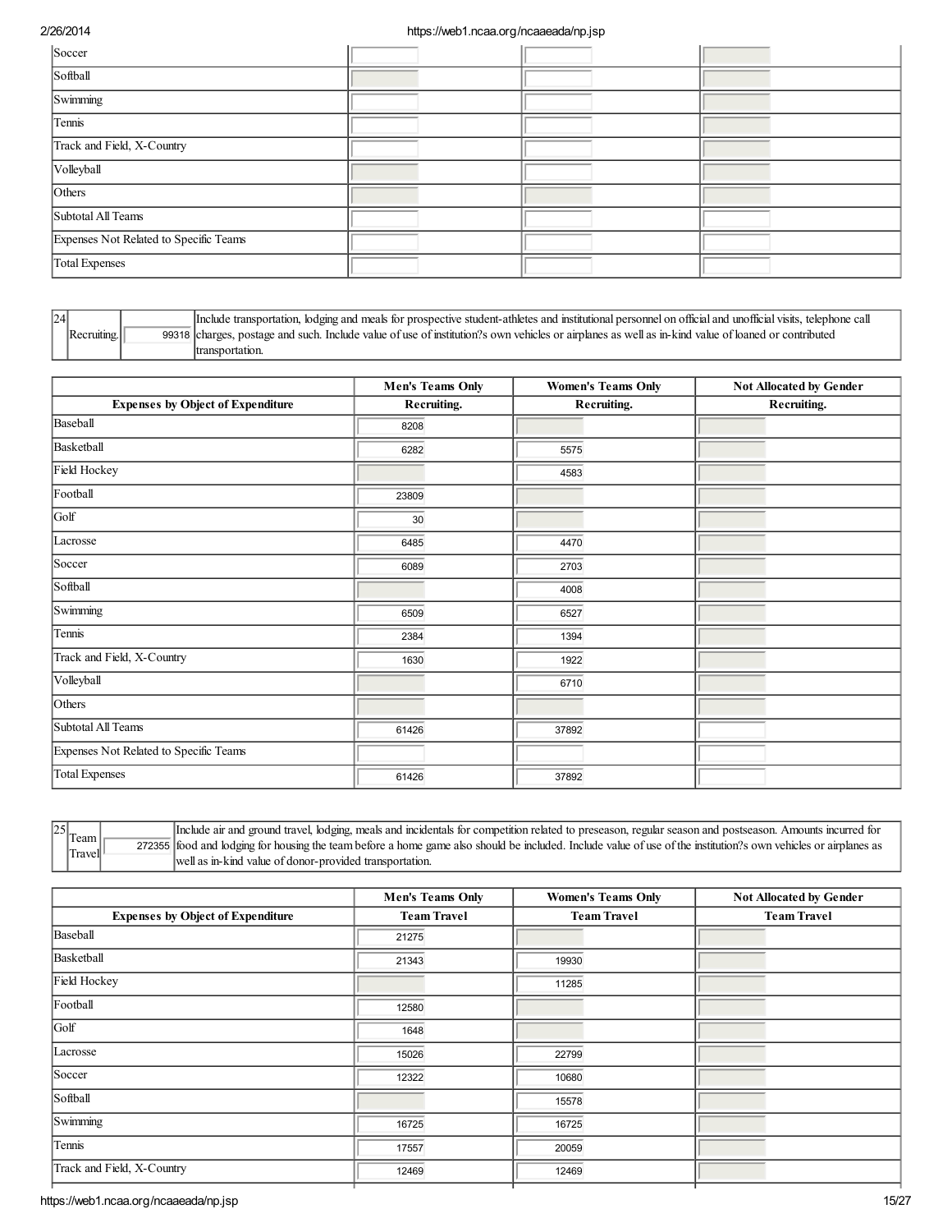| | | | |
|---|---|---|---|
| Soccer | | | |
| Softball | | | |
| Swimming | | | |
| Tennis | | | |
| Track and Field, X-Country | | | |
| Volleyball | | | |
| Others | | | |
| Subtotal All Teams | | | |
| Expenses Not Related to Specific Teams | | | |
| Total Expenses | | | |

| 24 | Recruiting. | 99318 | Include transportation, lodging and meals for prospective student-athletes and institutional personnel on official and unofficial visits, telephone call charges, postage and such. Include value of use of institution?s own vehicles or airplanes as well as in-kind value of loaned or contributed transportation. |
|---|---|---|---|

| | Men's Teams Only | Women's Teams Only | Not Allocated by Gender |
|---|---|---|---|
| **Expenses by Object of Expenditure** | **Recruiting.** | **Recruiting.** | **Recruiting.** |
| Baseball | 8208 | | |
| Basketball | 6282 | 5575 | |
| Field Hockey | | 4583 | |
| Football | 23809 | | |
| Golf | 30 | | |
| Lacrosse | 6485 | 4470 | |
| Soccer | 6089 | 2703 | |
| Softball | | 4008 | |
| Swimming | 6509 | 6527 | |
| Tennis | 2384 | 1394 | |
| Track and Field, X-Country | 1630 | 1922 | |
| Volleyball | | 6710 | |
| Others | | | |
| Subtotal All Teams | 61426 | 37892 | |
| Expenses Not Related to Specific Teams | | | |
| Total Expenses | 61426 | 37892 | |

| 25 | Team Travel | 272355 | Include air and ground travel, lodging, meals and incidentals for competition related to preseason, regular season and postseason. Amounts incurred for food and lodging for housing the team before a home game also should be included. Include value of use of the institution?s own vehicles or airplanes as well as in-kind value of donor-provided transportation. |
|---|---|---|---|

| | Men's Teams Only | Women's Teams Only | Not Allocated by Gender |
|---|---|---|---|
| **Expenses by Object of Expenditure** | **Team Travel** | **Team Travel** | **Team Travel** |
| Baseball | 21275 | | |
| Basketball | 21343 | 19930 | |
| Field Hockey | | 11285 | |
| Football | 12580 | | |
| Golf | 1648 | | |
| Lacrosse | 15026 | 22799 | |
| Soccer | 12322 | 10680 | |
| Softball | | 15578 | |
| Swimming | 16725 | 16725 | |
| Tennis | 17557 | 20059 | |
| Track and Field, X-Country | 12469 | 12469 | |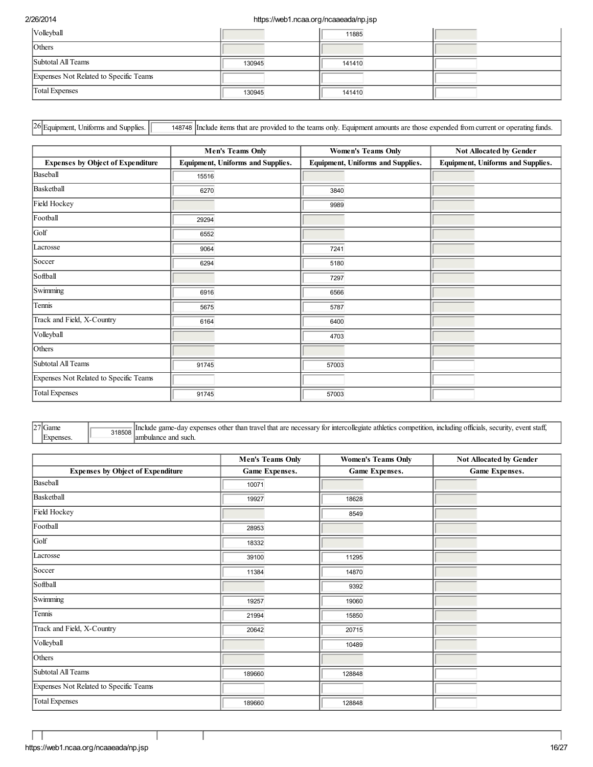| | | | |
|---|---|---|---|
| Volleyball | | 11885 | |
| Others | | | |
| Subtotal All Teams | 130945 | 141410 | |
| Expenses Not Related to Specific Teams | | | |
| Total Expenses | 130945 | 141410 | |

| 26 | Equipment, Uniforms and Supplies. | 148748 | Include items that are provided to the teams only. Equipment amounts are those expended from current or operating funds. |
|---|---|---|---|

| | Men's Teams Only | Women's Teams Only | Not Allocated by Gender |
|---|---|---|---|
| Expenses by Object of Expenditure | Equipment, Uniforms and Supplies. | Equipment, Uniforms and Supplies. | Equipment, Uniforms and Supplies. |
| Baseball | 15516 | | |
| Basketball | 6270 | 3840 | |
| Field Hockey | | 9989 | |
| Football | 29294 | | |
| Golf | 6552 | | |
| Lacrosse | 9064 | 7241 | |
| Soccer | 6294 | 5180 | |
| Softball | | 7297 | |
| Swimming | 6916 | 6566 | |
| Tennis | 5675 | 5787 | |
| Track and Field, X-Country | 6164 | 6400 | |
| Volleyball | | 4703 | |
| Others | | | |
| Subtotal All Teams | 91745 | 57003 | |
| Expenses Not Related to Specific Teams | | | |
| Total Expenses | 91745 | 57003 | |

| 27 | Game Expenses. | 318508 | Include game-day expenses other than travel that are necessary for intercollegiate athletics competition, including officials, security, event staff, ambulance and such. |
|---|---|---|---|

| | Men's Teams Only | Women's Teams Only | Not Allocated by Gender |
|---|---|---|---|
| Expenses by Object of Expenditure | Game Expenses. | Game Expenses. | Game Expenses. |
| Baseball | 10071 | | |
| Basketball | 19927 | 18628 | |
| Field Hockey | | 8549 | |
| Football | 28953 | | |
| Golf | 18332 | | |
| Lacrosse | 39100 | 11295 | |
| Soccer | 11384 | 14870 | |
| Softball | | 9392 | |
| Swimming | 19257 | 19060 | |
| Tennis | 21994 | 15850 | |
| Track and Field, X-Country | 20642 | 20715 | |
| Volleyball | | 10489 | |
| Others | | | |
| Subtotal All Teams | 189660 | 128848 | |
| Expenses Not Related to Specific Teams | | | |
| Total Expenses | 189660 | 128848 | |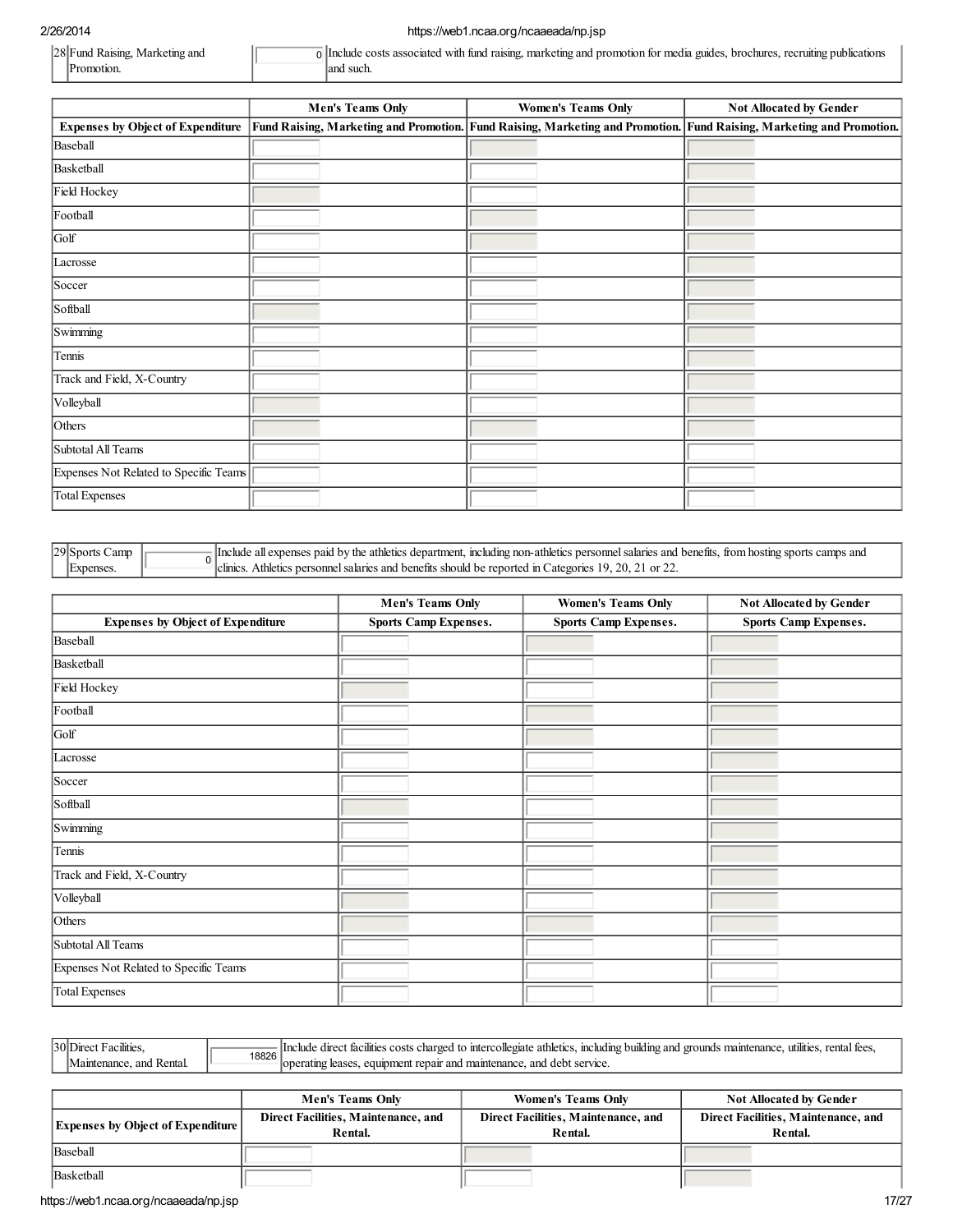| 28 | Fund Raising, Marketing and Promotion. | 0 | Include costs associated with fund raising, marketing and promotion for media guides, brochures, recruiting publications and such. |
|---|---|---|---|

| | Men's Teams Only | Women's Teams Only | Not Allocated by Gender |
|---|---|---|---|
| **Expenses by Object of Expenditure** | **Fund Raising, Marketing and Promotion.** | **Fund Raising, Marketing and Promotion.** | **Fund Raising, Marketing and Promotion.** |
| Baseball | | | |
| Basketball | | | |
| Field Hockey | | | |
| Football | | | |
| Golf | | | |
| Lacrosse | | | |
| Soccer | | | |
| Softball | | | |
| Swimming | | | |
| Tennis | | | |
| Track and Field, X-Country | | | |
| Volleyball | | | |
| Others | | | |
| Subtotal All Teams | | | |
| Expenses Not Related to Specific Teams | | | |
| Total Expenses | | | |

| 29 | Sports Camp Expenses. | 0 | Include all expenses paid by the athletics department, including non-athletics personnel salaries and benefits, from hosting sports camps and clinics. Athletics personnel salaries and benefits should be reported in Categories 19, 20, 21 or 22. |
|---|---|---|---|

| | Men's Teams Only | Women's Teams Only | Not Allocated by Gender |
|---|---|---|---|
| **Expenses by Object of Expenditure** | **Sports Camp Expenses.** | **Sports Camp Expenses.** | **Sports Camp Expenses.** |
| Baseball | | | |
| Basketball | | | |
| Field Hockey | | | |
| Football | | | |
| Golf | | | |
| Lacrosse | | | |
| Soccer | | | |
| Softball | | | |
| Swimming | | | |
| Tennis | | | |
| Track and Field, X-Country | | | |
| Volleyball | | | |
| Others | | | |
| Subtotal All Teams | | | |
| Expenses Not Related to Specific Teams | | | |
| Total Expenses | | | |

| 30 | Direct Facilities, Maintenance, and Rental. | 18826 | Include direct facilities costs charged to intercollegiate athletics, including building and grounds maintenance, utilities, rental fees, operating leases, equipment repair and maintenance, and debt service. |
|---|---|---|---|

| | Men's Teams Only | Women's Teams Only | Not Allocated by Gender |
|---|---|---|---|
| **Expenses by Object of Expenditure** | **Direct Facilities, Maintenance, and Rental.** | **Direct Facilities, Maintenance, and Rental.** | **Direct Facilities, Maintenance, and Rental.** |
| Baseball | | | |
| Basketball | | | |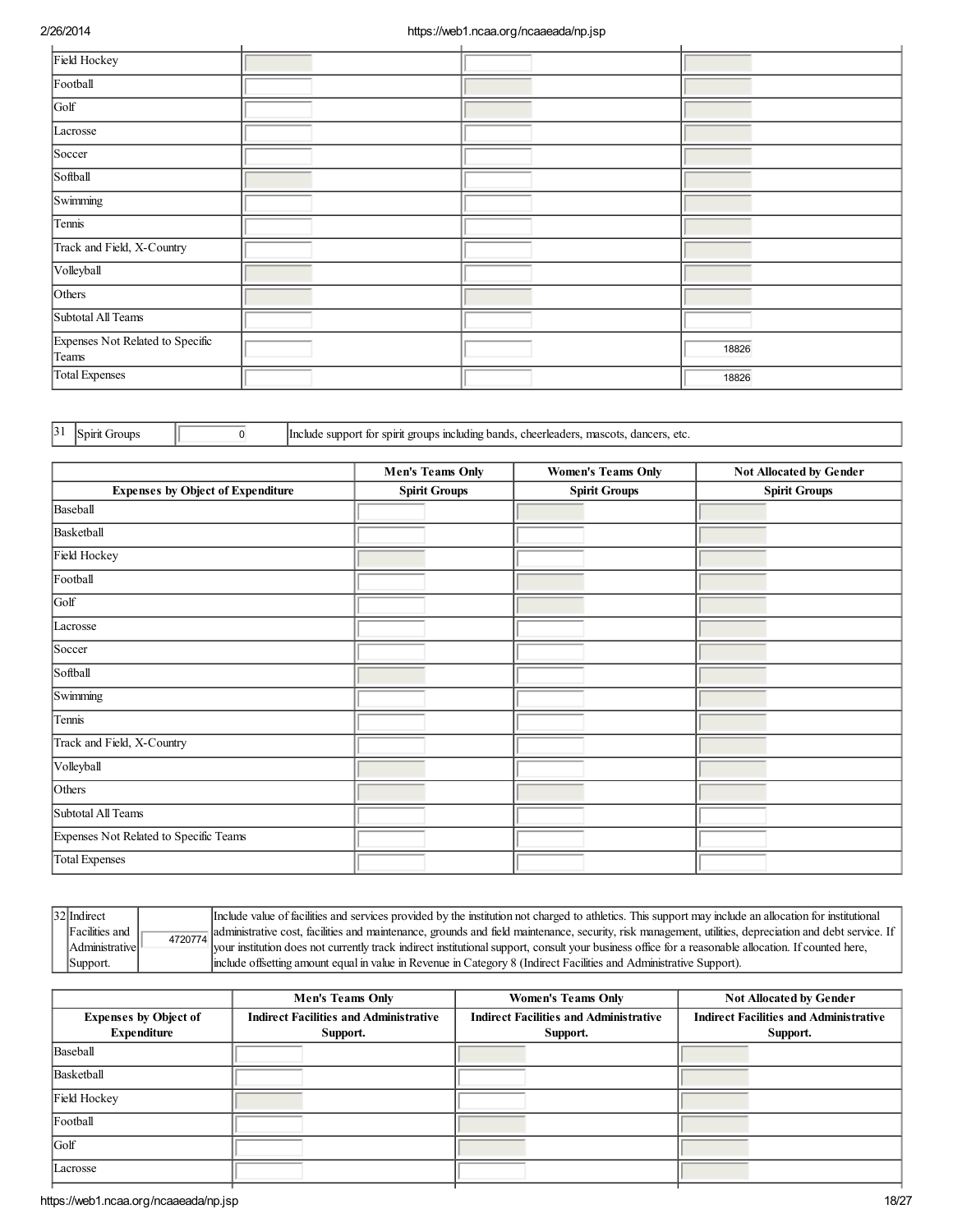| | | | |
|---|---|---|---|
| Field Hockey | | | |
| Football | | | |
| Golf | | | |
| Lacrosse | | | |
| Soccer | | | |
| Softball | | | |
| Swimming | | | |
| Tennis | | | |
| Track and Field, X-Country | | | |
| Volleyball | | | |
| Others | | | |
| Subtotal All Teams | | | |
| Expenses Not Related to Specific Teams | | | 18826 |
| Total Expenses | | | 18826 |

| 31 | Spirit Groups | 0 | Include support for spirit groups including bands, cheerleaders, mascots, dancers, etc. |
|---|---|---|---|

| | Men's Teams Only | Women's Teams Only | Not Allocated by Gender |
|---|---|---|---|
| **Expenses by Object of Expenditure** | **Spirit Groups** | **Spirit Groups** | **Spirit Groups** |
| Baseball | | | |
| Basketball | | | |
| Field Hockey | | | |
| Football | | | |
| Golf | | | |
| Lacrosse | | | |
| Soccer | | | |
| Softball | | | |
| Swimming | | | |
| Tennis | | | |
| Track and Field, X-Country | | | |
| Volleyball | | | |
| Others | | | |
| Subtotal All Teams | | | |
| Expenses Not Related to Specific Teams | | | |
| Total Expenses | | | |

| 32 | Indirect Facilities and Administrative Support. | 4720774 | Include value of facilities and services provided by the institution not charged to athletics. This support may include an allocation for institutional administrative cost, facilities and maintenance, grounds and field maintenance, security, risk management, utilities, depreciation and debt service. If your institution does not currently track indirect institutional support, consult your business office for a reasonable allocation. If counted here, include offsetting amount equal in value in Revenue in Category 8 (Indirect Facilities and Administrative Support). |
|---|---|---|---|

| | Men's Teams Only | Women's Teams Only | Not Allocated by Gender |
|---|---|---|---|
| **Expenses by Object of Expenditure** | **Indirect Facilities and Administrative Support.** | **Indirect Facilities and Administrative Support.** | **Indirect Facilities and Administrative Support.** |
| Baseball | | | |
| Basketball | | | |
| Field Hockey | | | |
| Football | | | |
| Golf | | | |
| Lacrosse | | | |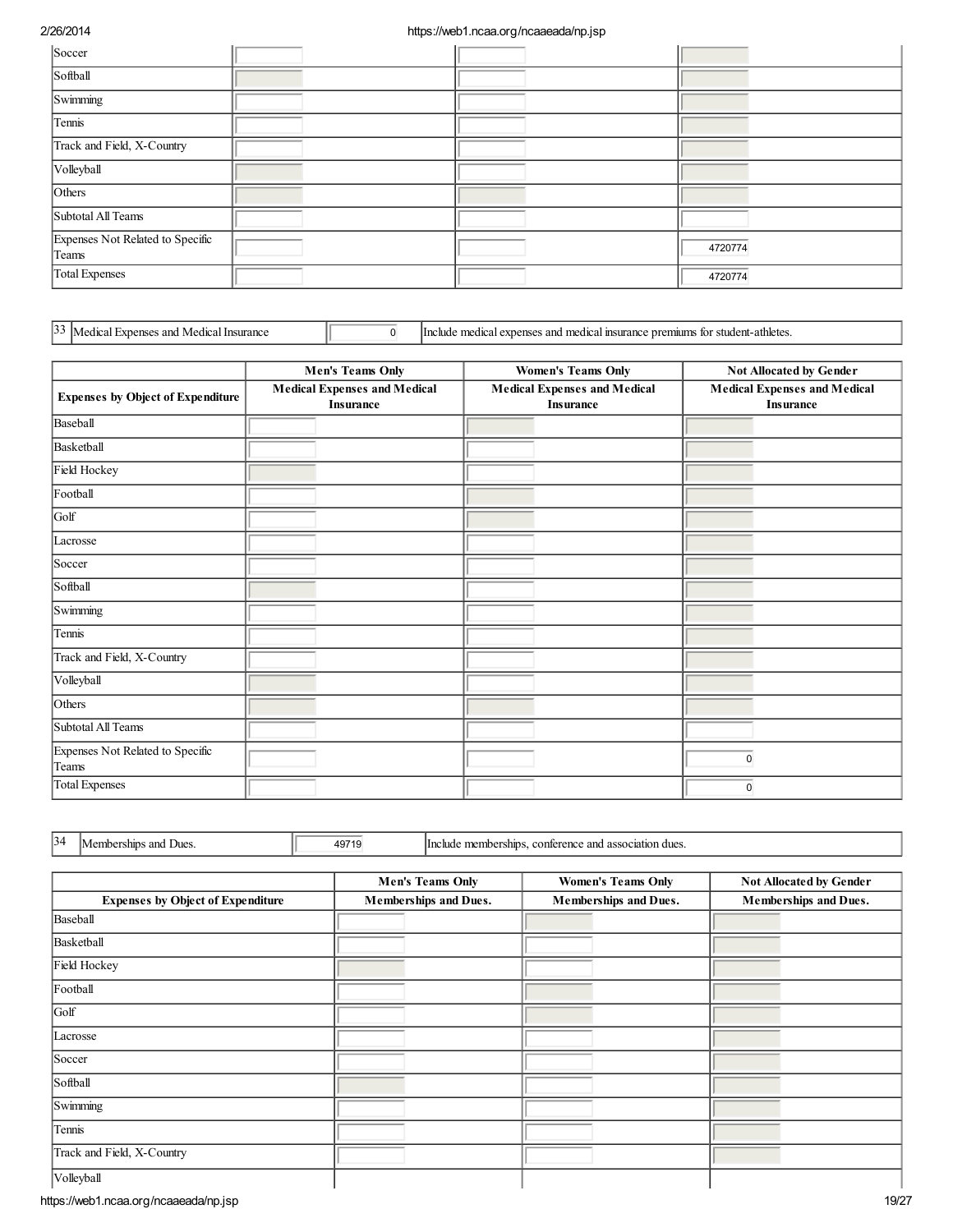| | | | |
|---|---|---|---|
| Soccer | | | |
| Softball | | | |
| Swimming | | | |
| Tennis | | | |
| Track and Field, X-Country | | | |
| Volleyball | | | |
| Others | | | |
| Subtotal All Teams | | | |
| Expenses Not Related to Specific Teams | | | 4720774 |
| Total Expenses | | | 4720774 |

| 33 | Medical Expenses and Medical Insurance | 0 | Include medical expenses and medical insurance premiums for student-athletes. |
|---|---|---|---|

| | Men's Teams Only | Women's Teams Only | Not Allocated by Gender |
|---|---|---|---|
| Expenses by Object of Expenditure | Medical Expenses and Medical Insurance | Medical Expenses and Medical Insurance | Medical Expenses and Medical Insurance |
| Baseball | | | |
| Basketball | | | |
| Field Hockey | | | |
| Football | | | |
| Golf | | | |
| Lacrosse | | | |
| Soccer | | | |
| Softball | | | |
| Swimming | | | |
| Tennis | | | |
| Track and Field, X-Country | | | |
| Volleyball | | | |
| Others | | | |
| Subtotal All Teams | | | |
| Expenses Not Related to Specific Teams | | | 0 |
| Total Expenses | | | 0 |

| 34 | Memberships and Dues. | 49719 | Include memberships, conference and association dues. |
|---|---|---|---|

| | Men's Teams Only | Women's Teams Only | Not Allocated by Gender |
|---|---|---|---|
| Expenses by Object of Expenditure | Memberships and Dues. | Memberships and Dues. | Memberships and Dues. |
| Baseball | | | |
| Basketball | | | |
| Field Hockey | | | |
| Football | | | |
| Golf | | | |
| Lacrosse | | | |
| Soccer | | | |
| Softball | | | |
| Swimming | | | |
| Tennis | | | |
| Track and Field, X-Country | | | |
| Volleyball | | | |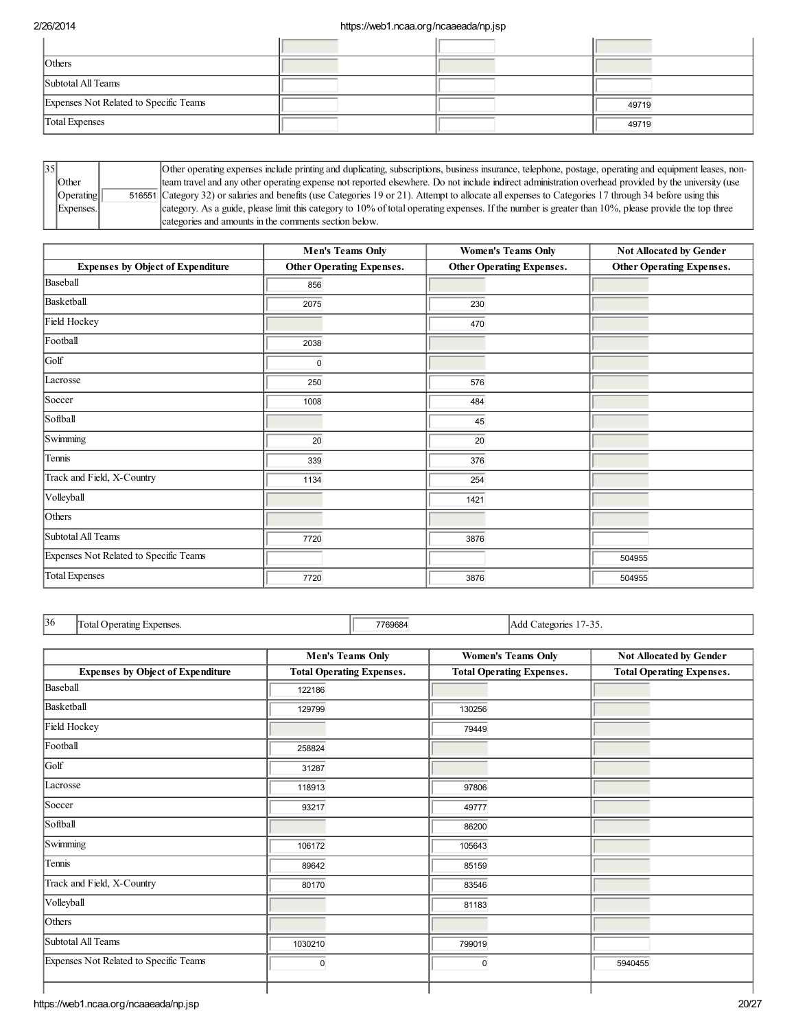| | | | |
|---|---|---|---|
| | | | |
| Others | | | |
| Subtotal All Teams | | | |
| Expenses Not Related to Specific Teams | | | 49719 |
| Total Expenses | | | 49719 |

| 35 | Other Operating Expenses. | 516551 | Other operating expenses include printing and duplicating, subscriptions, business insurance, telephone, postage, operating and equipment leases, non-team travel and any other operating expense not reported elsewhere. Do not include indirect administration overhead provided by the university (use Category 32) or salaries and benefits (use Categories 19 or 21). Attempt to allocate all expenses to Categories 17 through 34 before using this category. As a guide, please limit this category to 10% of total operating expenses. If the number is greater than 10%, please provide the top three categories and amounts in the comments section below. |
|---|---|---|---|

| | Men's Teams Only | Women's Teams Only | Not Allocated by Gender |
|---|---|---|---|
| **Expenses by Object of Expenditure** | **Other Operating Expenses.** | **Other Operating Expenses.** | **Other Operating Expenses.** |
| Baseball | 856 | | |
| Basketball | 2075 | 230 | |
| Field Hockey | | 470 | |
| Football | 2038 | | |
| Golf | 0 | | |
| Lacrosse | 250 | 576 | |
| Soccer | 1008 | 484 | |
| Softball | | 45 | |
| Swimming | 20 | 20 | |
| Tennis | 339 | 376 | |
| Track and Field, X-Country | 1134 | 254 | |
| Volleyball | | 1421 | |
| Others | | | |
| Subtotal All Teams | 7720 | 3876 | |
| Expenses Not Related to Specific Teams | | | 504955 |
| Total Expenses | 7720 | 3876 | 504955 |

| 36 | Total Operating Expenses. | 7769684 | Add Categories 17-35. |
|---|---|---|---|

| | Men's Teams Only | Women's Teams Only | Not Allocated by Gender |
|---|---|---|---|
| **Expenses by Object of Expenditure** | **Total Operating Expenses.** | **Total Operating Expenses.** | **Total Operating Expenses.** |
| Baseball | 122186 | | |
| Basketball | 129799 | 130256 | |
| Field Hockey | | 79449 | |
| Football | 258824 | | |
| Golf | 31287 | | |
| Lacrosse | 118913 | 97806 | |
| Soccer | 93217 | 49777 | |
| Softball | | 86200 | |
| Swimming | 106172 | 105643 | |
| Tennis | 89642 | 85159 | |
| Track and Field, X-Country | 80170 | 83546 | |
| Volleyball | | 81183 | |
| Others | | | |
| Subtotal All Teams | 1030210 | 799019 | |
| Expenses Not Related to Specific Teams | 0 | 0 | 5940455 |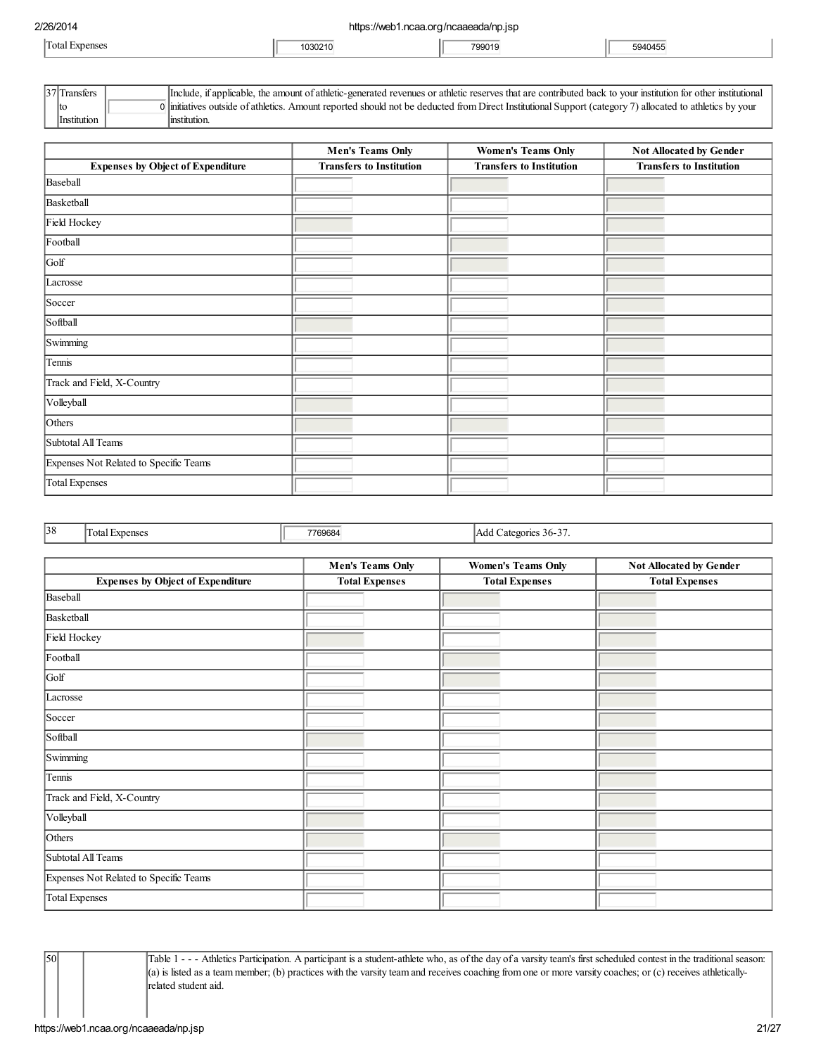| Total Expenses | 1030210 | 799019 | 5940455 |
|---|---|---|---|

| 37 | Transfers to Institution | 0 | Include, if applicable, the amount of athletic-generated revenues or athletic reserves that are contributed back to your institution for other institutional initiatives outside of athletics. Amount reported should not be deducted from Direct Institutional Support (category 7) allocated to athletics by your institution. |
|---|---|---|---|

| | Men's Teams Only | Women's Teams Only | Not Allocated by Gender |
|---|---|---|---|
| **Expenses by Object of Expenditure** | **Transfers to Institution** | **Transfers to Institution** | **Transfers to Institution** |
| Baseball | | | |
| Basketball | | | |
| Field Hockey | | | |
| Football | | | |
| Golf | | | |
| Lacrosse | | | |
| Soccer | | | |
| Softball | | | |
| Swimming | | | |
| Tennis | | | |
| Track and Field, X-Country | | | |
| Volleyball | | | |
| Others | | | |
| Subtotal All Teams | | | |
| Expenses Not Related to Specific Teams | | | |
| Total Expenses | | | |

| 38 | Total Expenses | 7769684 | Add Categories 36-37. |
|---|---|---|---|

| | Men's Teams Only | Women's Teams Only | Not Allocated by Gender |
|---|---|---|---|
| **Expenses by Object of Expenditure** | **Total Expenses** | **Total Expenses** | **Total Expenses** |
| Baseball | | | |
| Basketball | | | |
| Field Hockey | | | |
| Football | | | |
| Golf | | | |
| Lacrosse | | | |
| Soccer | | | |
| Softball | | | |
| Swimming | | | |
| Tennis | | | |
| Track and Field, X-Country | | | |
| Volleyball | | | |
| Others | | | |
| Subtotal All Teams | | | |
| Expenses Not Related to Specific Teams | | | |
| Total Expenses | | | |

| 50 | | | Table 1 - - - Athletics Participation. A participant is a student-athlete who, as of the day of a varsity team's first scheduled contest in the traditional season: (a) is listed as a team member; (b) practices with the varsity team and receives coaching from one or more varsity coaches; or (c) receives athletically-related student aid. |
|---|---|---|---|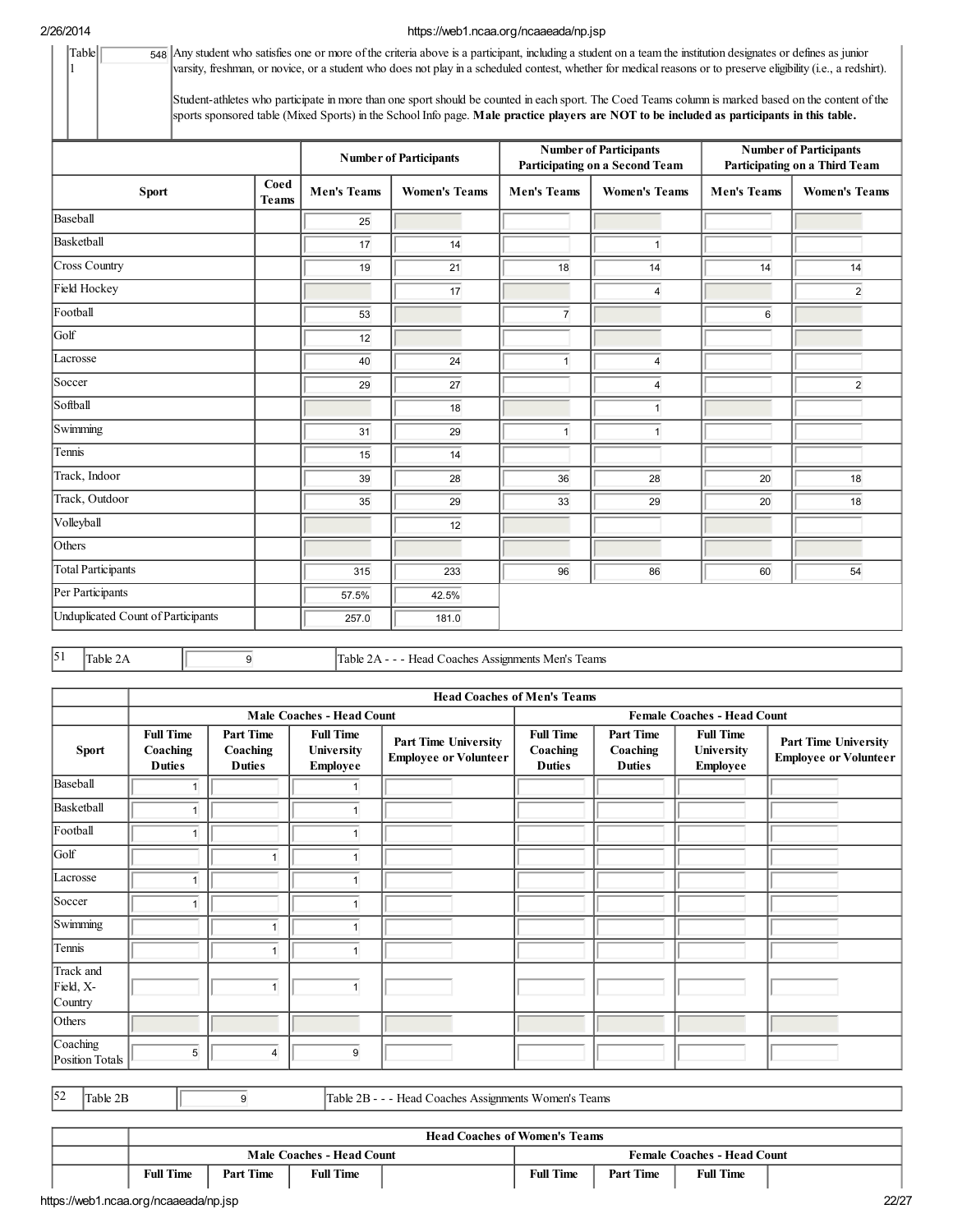| Table 1 | 548 | Any student who satisfies one or more of the criteria above is a participant, including a student on a team the institution designates or defines as junior varsity, freshman, or novice, or a student who does not play in a scheduled contest, whether for medical reasons or to preserve eligibility (i.e., a redshirt).<br><br>Student-athletes who participate in more than one sport should be counted in each sport. The Coed Teams column is marked based on the content of the sports sponsored table (Mixed Sports) in the School Info page. **Male practice players are NOT to be included as participants in this table.** |
|---|---|---|

| | | Number of Participants | | Number of Participants Participating on a Second Team | | Number of Participants Participating on a Third Team | |
|---|---|---|---|---|---|---|---|
| **Sport** | **Coed Teams** | **Men's Teams** | **Women's Teams** | **Men's Teams** | **Women's Teams** | **Men's Teams** | **Women's Teams** |
| Baseball | | 25 | | | | | |
| Basketball | | 17 | 14 | | 1 | | |
| Cross Country | | 19 | 21 | 18 | 14 | 14 | 14 |
| Field Hockey | | | 17 | | 4 | | 2 |
| Football | | 53 | | 7 | | 6 | |
| Golf | | 12 | | | | | |
| Lacrosse | | 40 | 24 | 1 | 4 | | |
| Soccer | | 29 | 27 | | 4 | | 2 |
| Softball | | | 18 | | 1 | | |
| Swimming | | 31 | 29 | 1 | 1 | | |
| Tennis | | 15 | 14 | | | | |
| Track, Indoor | | 39 | 28 | 36 | 28 | 20 | 18 |
| Track, Outdoor | | 35 | 29 | 33 | 29 | 20 | 18 |
| Volleyball | | | 12 | | | | |
| Others | | | | | | | |
| Total Participants | | 315 | 233 | 96 | 86 | 60 | 54 |
| Per Participants | | 57.5% | 42.5% | | | | |
| Unduplicated Count of Participants | | 257.0 | 181.0 | | | | |

| 51 | Table 2A | 9 | Table 2A - - - Head Coaches Assignments Men's Teams |
|---|---|---|---|

| | Head Coaches of Men's Teams | | | | | | | |
|---|---|---|---|---|---|---|---|---|
| | Male Coaches - Head Count | | | | Female Coaches - Head Count | | | |
| **Sport** | **Full Time Coaching Duties** | **Part Time Coaching Duties** | **Full Time University Employee** | **Part Time University Employee or Volunteer** | **Full Time Coaching Duties** | **Part Time Coaching Duties** | **Full Time University Employee** | **Part Time University Employee or Volunteer** |
| Baseball | 1 | | 1 | | | | | |
| Basketball | 1 | | 1 | | | | | |
| Football | 1 | | 1 | | | | | |
| Golf | | 1 | 1 | | | | | |
| Lacrosse | 1 | | 1 | | | | | |
| Soccer | 1 | | 1 | | | | | |
| Swimming | | 1 | 1 | | | | | |
| Tennis | | 1 | 1 | | | | | |
| Track and Field, X-Country | | 1 | 1 | | | | | |
| Others | | | | | | | | |
| Coaching Position Totals | 5 | 4 | 9 | | | | | |

| 52 | Table 2B | 9 | Table 2B - - - Head Coaches Assignments Women's Teams |
|---|---|---|---|

| | Head Coaches of Women's Teams | | | | | | | |
|---|---|---|---|---|---|---|---|---|
| | Male Coaches - Head Count | | | | Female Coaches - Head Count | | | |
| | **Full Time** | **Part Time** | **Full Time** | | **Full Time** | **Part Time** | **Full Time** | |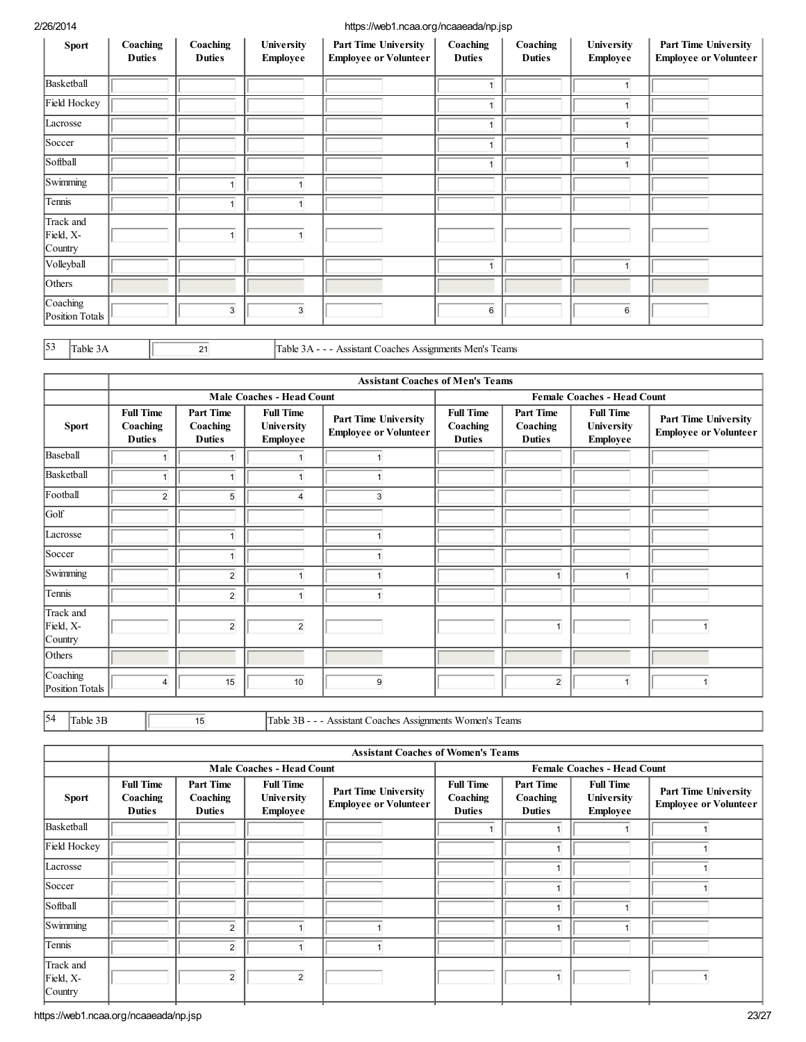| Sport | Coaching Duties | Coaching Duties | University Employee | Part Time University Employee or Volunteer | Coaching Duties | Coaching Duties | University Employee | Part Time University Employee or Volunteer |
|---|---|---|---|---|---|---|---|---|
| Basketball | | | | | 1 | | 1 | |
| Field Hockey | | | | | 1 | | 1 | |
| Lacrosse | | | | | 1 | | 1 | |
| Soccer | | | | | 1 | | 1 | |
| Softball | | | | | 1 | | 1 | |
| Swimming | | 1 | 1 | | | | | |
| Tennis | | 1 | 1 | | | | | |
| Track and Field, X-Country | | 1 | 1 | | | | | |
| Volleyball | | | | | 1 | | 1 | |
| Others | | | | | | | | |
| Coaching Position Totals | | 3 | 3 | | 6 | | 6 | |

| 53 | Table 3A | 21 | Table 3A - - - Assistant Coaches Assignments Men's Teams |
|---|---|---|---|

| | Assistant Coaches of Men's Teams | | | | | | | |
|---|---|---|---|---|---|---|---|---|
| | Male Coaches - Head Count | | | | Female Coaches - Head Count | | | |
| Sport | Full Time Coaching Duties | Part Time Coaching Duties | Full Time University Employee | Part Time University Employee or Volunteer | Full Time Coaching Duties | Part Time Coaching Duties | Full Time University Employee | Part Time University Employee or Volunteer |
| Baseball | 1 | 1 | 1 | 1 | | | | |
| Basketball | 1 | 1 | 1 | 1 | | | | |
| Football | 2 | 5 | 4 | 3 | | | | |
| Golf | | | | | | | | |
| Lacrosse | | 1 | | 1 | | | | |
| Soccer | | 1 | | 1 | | | | |
| Swimming | | 2 | 1 | 1 | | 1 | 1 | |
| Tennis | | 2 | 1 | 1 | | | | |
| Track and Field, X-Country | | 2 | 2 | | | 1 | | 1 |
| Others | | | | | | | | |
| Coaching Position Totals | 4 | 15 | 10 | 9 | | 2 | 1 | 1 |

| 54 | Table 3B | 15 | Table 3B - - - Assistant Coaches Assignments Women's Teams |
|---|---|---|---|

| | Assistant Coaches of Women's Teams | | | | | | | |
|---|---|---|---|---|---|---|---|---|
| | Male Coaches - Head Count | | | | Female Coaches - Head Count | | | |
| Sport | Full Time Coaching Duties | Part Time Coaching Duties | Full Time University Employee | Part Time University Employee or Volunteer | Full Time Coaching Duties | Part Time Coaching Duties | Full Time University Employee | Part Time University Employee or Volunteer |
| Basketball | | | | | 1 | 1 | 1 | 1 |
| Field Hockey | | | | | | 1 | | 1 |
| Lacrosse | | | | | | 1 | | 1 |
| Soccer | | | | | | 1 | | 1 |
| Softball | | | | | | 1 | 1 | |
| Swimming | | 2 | 1 | 1 | | 1 | 1 | |
| Tennis | | 2 | 1 | 1 | | | | |
| Track and Field, X-Country | | 2 | 2 | | | 1 | | 1 |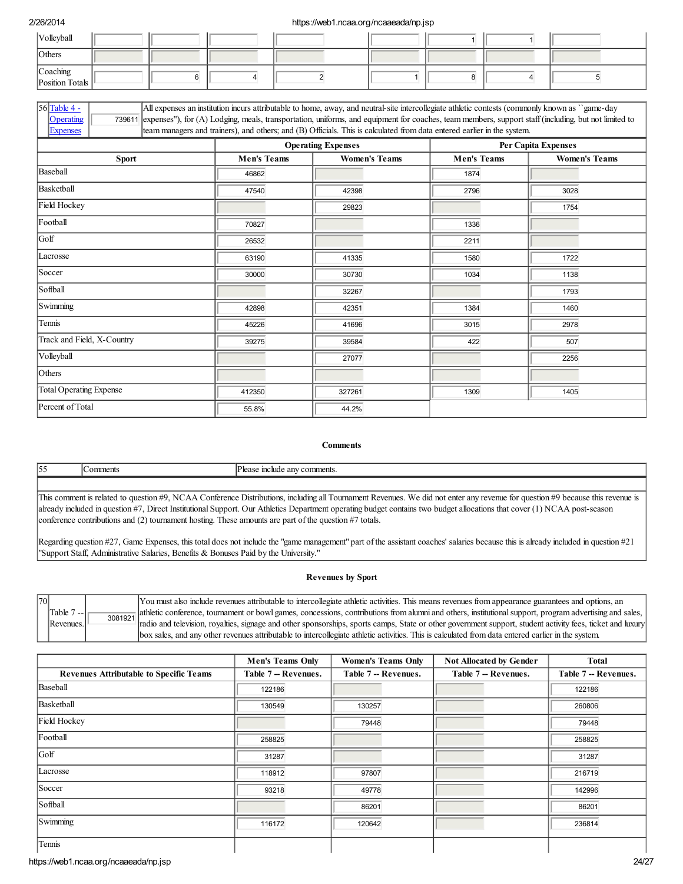| Volleyball | | | | | | 1 | 1 | |
|---|---|---|---|---|---|---|---|---|
| Others | | | | | | | | |
| Coaching Position Totals | | 6 | 4 | 2 | 1 | 8 | 4 | 5 |

| 56 | Table 4 - Operating Expenses | 739611 | All expenses an institution incurs attributable to home, away, and neutral-site intercollegiate athletic contests (commonly known as ``game-day expenses''), for (A) Lodging, meals, transportation, uniforms, and equipment for coaches, team members, support staff (including, but not limited to team managers and trainers), and others; and (B) Officials. This is calculated from data entered earlier in the system. |
|---|---|---|---|

| | Operating Expenses | | Per Capita Expenses | |
|---|---|---|---|---|
| Sport | Men's Teams | Women's Teams | Men's Teams | Women's Teams |
| Baseball | 46862 | | 1874 | |
| Basketball | 47540 | 42398 | 2796 | 3028 |
| Field Hockey | | 29823 | | 1754 |
| Football | 70827 | | 1336 | |
| Golf | 26532 | | 2211 | |
| Lacrosse | 63190 | 41335 | 1580 | 1722 |
| Soccer | 30000 | 30730 | 1034 | 1138 |
| Softball | | 32267 | | 1793 |
| Swimming | 42898 | 42351 | 1384 | 1460 |
| Tennis | 45226 | 41696 | 3015 | 2978 |
| Track and Field, X-Country | 39275 | 39584 | 422 | 507 |
| Volleyball | | 27077 | | 2256 |
| Others | | | | |
| Total Operating Expense | 412350 | 327261 | 1309 | 1405 |
| Percent of Total | 55.8% | 44.2% | | |

## Comments

| 55 | Comments | Please include any comments. |
|---|---|---|

This comment is related to question #9, NCAA Conference Distributions, including all Tournament Revenues. We did not enter any revenue for question #9 because this revenue is already included in question #7, Direct Institutional Support. Our Athletics Department operating budget contains two budget allocations that cover (1) NCAA post-season conference contributions and (2) tournament hosting. These amounts are part of the question #7 totals.

Regarding question #27, Game Expenses, this total does not include the "game management" part of the assistant coaches' salaries because this is already included in question #21 "Support Staff, Administrative Salaries, Benefits & Bonuses Paid by the University."

## Revenues by Sport

| 70 | Table 7 -- Revenues. | 3081921 | You must also include revenues attributable to intercollegiate athletic activities. This means revenues from appearance guarantees and options, an athletic conference, tournament or bowl games, concessions, contributions from alumni and others, institutional support, program advertising and sales, radio and television, royalties, signage and other sponsorships, sports camps, State or other government support, student activity fees, ticket and luxury box sales, and any other revenues attributable to intercollegiate athletic activities. This is calculated from data entered earlier in the system. |
|---|---|---|---|

| | Men's Teams Only | Women's Teams Only | Not Allocated by Gender | Total |
|---|---|---|---|---|
| Revenues Attributable to Specific Teams | Table 7 -- Revenues. | Table 7 -- Revenues. | Table 7 -- Revenues. | Table 7 -- Revenues. |
| Baseball | 122186 | | | 122186 |
| Basketball | 130549 | 130257 | | 260806 |
| Field Hockey | | 79448 | | 79448 |
| Football | 258825 | | | 258825 |
| Golf | 31287 | | | 31287 |
| Lacrosse | 118912 | 97807 | | 216719 |
| Soccer | 93218 | 49778 | | 142996 |
| Softball | | 86201 | | 86201 |
| Swimming | 116172 | 120642 | | 236814 |
| Tennis | | | | |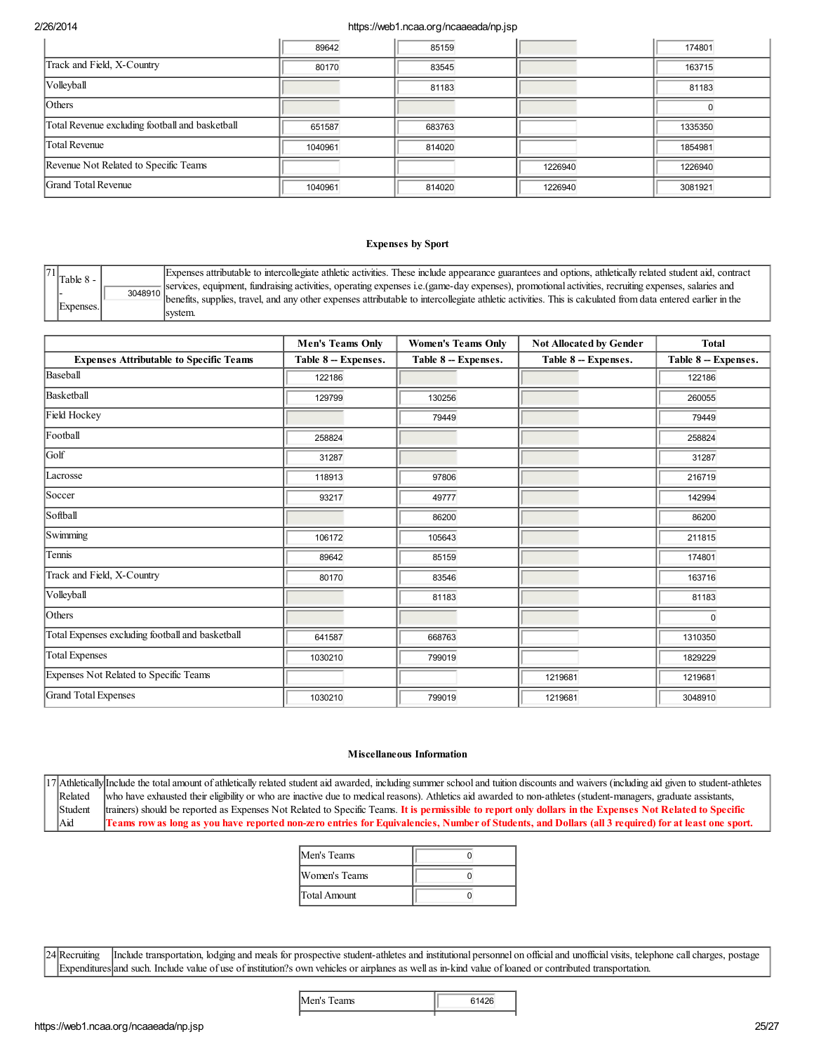| | | | | |
|---|---|---|---|---|
| | 89642 | 85159 | | 174801 |
| Track and Field, X-Country | 80170 | 83545 | | 163715 |
| Volleyball | | 81183 | | 81183 |
| Others | | | | 0 |
| Total Revenue excluding football and basketball | 651587 | 683763 | | 1335350 |
| Total Revenue | 1040961 | 814020 | | 1854981 |
| Revenue Not Related to Specific Teams | | | 1226940 | 1226940 |
| Grand Total Revenue | 1040961 | 814020 | 1226940 | 3081921 |

## Expenses by Sport

| 71 | Table 8 -- Expenses. | 3048910 | Expenses attributable to intercollegiate athletic activities. These include appearance guarantees and options, athletically related student aid, contract services, equipment, fundraising activities, operating expenses i.e.(game-day expenses), promotional activities, recruiting expenses, salaries and benefits, supplies, travel, and any other expenses attributable to intercollegiate athletic activities. This is calculated from data entered earlier in the system. |
|---|---|---|---|

| | Men's Teams Only | Women's Teams Only | Not Allocated by Gender | Total |
|---|---|---|---|---|
| **Expenses Attributable to Specific Teams** | **Table 8 -- Expenses.** | **Table 8 -- Expenses.** | **Table 8 -- Expenses.** | **Table 8 -- Expenses.** |
| Baseball | 122186 | | | 122186 |
| Basketball | 129799 | 130256 | | 260055 |
| Field Hockey | | 79449 | | 79449 |
| Football | 258824 | | | 258824 |
| Golf | 31287 | | | 31287 |
| Lacrosse | 118913 | 97806 | | 216719 |
| Soccer | 93217 | 49777 | | 142994 |
| Softball | | 86200 | | 86200 |
| Swimming | 106172 | 105643 | | 211815 |
| Tennis | 89642 | 85159 | | 174801 |
| Track and Field, X-Country | 80170 | 83546 | | 163716 |
| Volleyball | | 81183 | | 81183 |
| Others | | | | 0 |
| Total Expenses excluding football and basketball | 641587 | 668763 | | 1310350 |
| Total Expenses | 1030210 | 799019 | | 1829229 |
| Expenses Not Related to Specific Teams | | | 1219681 | 1219681 |
| Grand Total Expenses | 1030210 | 799019 | 1219681 | 3048910 |

## Miscellaneous Information

| 17 | Athletically Related Student Aid | Include the total amount of athletically related student aid awarded, including summer school and tuition discounts and waivers (including aid given to student-athletes who have exhausted their eligibility or who are inactive due to medical reasons). Athletics aid awarded to non-athletes (student-managers, graduate assistants, trainers) should be reported as Expenses Not Related to Specific Teams. **It is permissible to report only dollars in the Expenses Not Related to Specific Teams row as long as you have reported non-zero entries for Equivalencies, Number of Students, and Dollars (all 3 required) for at least one sport.** |
|---|---|---|

| | |
|---|---|
| Men's Teams | 0 |
| Women's Teams | 0 |
| Total Amount | 0 |

| 24 | Recruiting Expenditures | Include transportation, lodging and meals for prospective student-athletes and institutional personnel on official and unofficial visits, telephone call charges, postage and such. Include value of use of institution?s own vehicles or airplanes as well as in-kind value of loaned or contributed transportation. |
|---|---|---|

| | |
|---|---|
| Men's Teams | 61426 |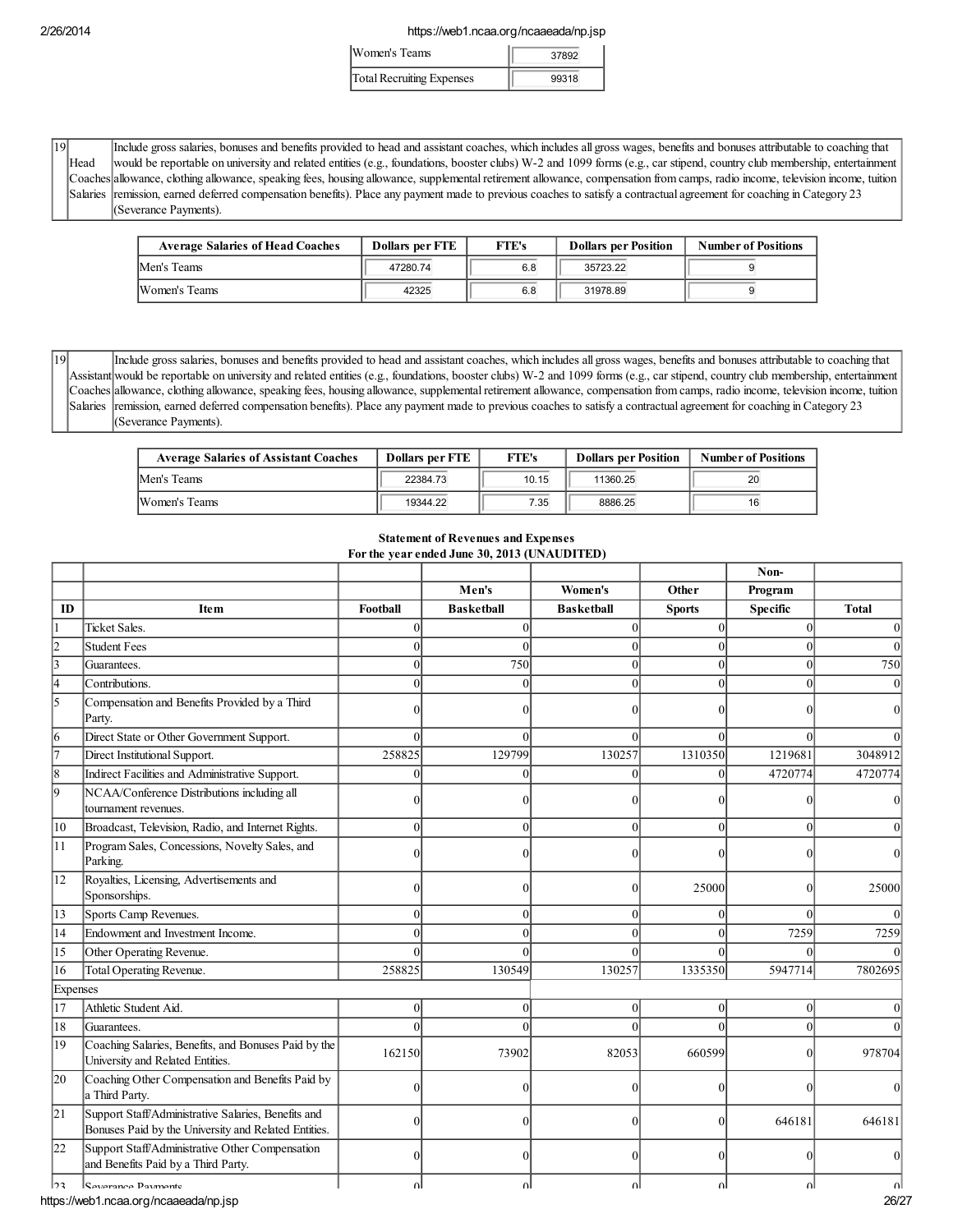| | |
|---|---|
| Women's Teams | 37892 |
| Total Recruiting Expenses | 99318 |

| 19 | Head Coaches Salaries | Include gross salaries, bonuses and benefits provided to head and assistant coaches, which includes all gross wages, benefits and bonuses attributable to coaching that would be reportable on university and related entities (e.g., foundations, booster clubs) W-2 and 1099 forms (e.g., car stipend, country club membership, entertainment allowance, clothing allowance, speaking fees, housing allowance, supplemental retirement allowance, compensation from camps, radio income, television income, tuition remission, earned deferred compensation benefits). Place any payment made to previous coaches to satisfy a contractual agreement for coaching in Category 23 (Severance Payments). |
|---|---|---|

| Average Salaries of Head Coaches | Dollars per FTE | FTE's | Dollars per Position | Number of Positions |
|---|---|---|---|---|
| Men's Teams | 47280.74 | 6.8 | 35723.22 | 9 |
| Women's Teams | 42325 | 6.8 | 31978.89 | 9 |

| 19 | Assistant Coaches Salaries | Include gross salaries, bonuses and benefits provided to head and assistant coaches, which includes all gross wages, benefits and bonuses attributable to coaching that would be reportable on university and related entities (e.g., foundations, booster clubs) W-2 and 1099 forms (e.g., car stipend, country club membership, entertainment allowance, clothing allowance, speaking fees, housing allowance, supplemental retirement allowance, compensation from camps, radio income, television income, tuition remission, earned deferred compensation benefits). Place any payment made to previous coaches to satisfy a contractual agreement for coaching in Category 23 (Severance Payments). |
|---|---|---|

| Average Salaries of Assistant Coaches | Dollars per FTE | FTE's | Dollars per Position | Number of Positions |
|---|---|---|---|---|
| Men's Teams | 22384.73 | 10.15 | 11360.25 | 20 |
| Women's Teams | 19344.22 | 7.35 | 8886.25 | 16 |

**Statement of Revenues and Expenses**
**For the year ended June 30, 2013 (UNAUDITED)**

| ID | Item | Football | Men's Basketball | Women's Basketball | Other Sports | Non-Program Specific | Total |
|---|---|---|---|---|---|---|---|
| 1 | Ticket Sales. | 0 | 0 | 0 | 0 | 0 | 0 |
| 2 | Student Fees | 0 | 0 | 0 | 0 | 0 | 0 |
| 3 | Guarantees. | 0 | 750 | 0 | 0 | 0 | 750 |
| 4 | Contributions. | 0 | 0 | 0 | 0 | 0 | 0 |
| 5 | Compensation and Benefits Provided by a Third Party. | 0 | 0 | 0 | 0 | 0 | 0 |
| 6 | Direct State or Other Government Support. | 0 | 0 | 0 | 0 | 0 | 0 |
| 7 | Direct Institutional Support. | 258825 | 129799 | 130257 | 1310350 | 1219681 | 3048912 |
| 8 | Indirect Facilities and Administrative Support. | 0 | 0 | 0 | 0 | 4720774 | 4720774 |
| 9 | NCAA/Conference Distributions including all tournament revenues. | 0 | 0 | 0 | 0 | 0 | 0 |
| 10 | Broadcast, Television, Radio, and Internet Rights. | 0 | 0 | 0 | 0 | 0 | 0 |
| 11 | Program Sales, Concessions, Novelty Sales, and Parking. | 0 | 0 | 0 | 0 | 0 | 0 |
| 12 | Royalties, Licensing, Advertisements and Sponsorships. | 0 | 0 | 0 | 25000 | 0 | 25000 |
| 13 | Sports Camp Revenues. | 0 | 0 | 0 | 0 | 0 | 0 |
| 14 | Endowment and Investment Income. | 0 | 0 | 0 | 0 | 7259 | 7259 |
| 15 | Other Operating Revenue. | 0 | 0 | 0 | 0 | 0 | 0 |
| 16 | Total Operating Revenue. | 258825 | 130549 | 130257 | 1335350 | 5947714 | 7802695 |
| Expenses | | | | | | | |
| 17 | Athletic Student Aid. | 0 | 0 | 0 | 0 | 0 | 0 |
| 18 | Guarantees. | 0 | 0 | 0 | 0 | 0 | 0 |
| 19 | Coaching Salaries, Benefits, and Bonuses Paid by the University and Related Entities. | 162150 | 73902 | 82053 | 660599 | 0 | 978704 |
| 20 | Coaching Other Compensation and Benefits Paid by a Third Party. | 0 | 0 | 0 | 0 | 0 | 0 |
| 21 | Support Staff/Administrative Salaries, Benefits and Bonuses Paid by the University and Related Entities. | 0 | 0 | 0 | 0 | 646181 | 646181 |
| 22 | Support Staff/Administrative Other Compensation and Benefits Paid by a Third Party. | 0 | 0 | 0 | 0 | 0 | 0 |
| 23 | Severance Payments | 0 | 0 | 0 | 0 | 0 | 0 |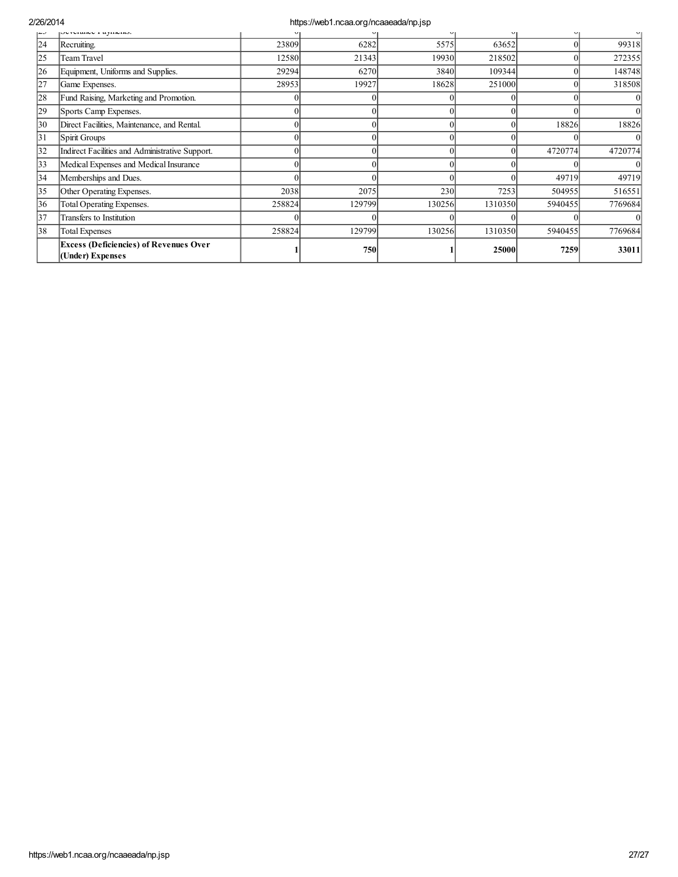| | | | | | | | |
|---|---|---|---|---|---|---|---|
| 23 | Severance Payments. | 0 | 0 | 0 | 0 | 0 | 0 |
| 24 | Recruiting. | 23809 | 6282 | 5575 | 63652 | 0 | 99318 |
| 25 | Team Travel | 12580 | 21343 | 19930 | 218502 | 0 | 272355 |
| 26 | Equipment, Uniforms and Supplies. | 29294 | 6270 | 3840 | 109344 | 0 | 148748 |
| 27 | Game Expenses. | 28953 | 19927 | 18628 | 251000 | 0 | 318508 |
| 28 | Fund Raising, Marketing and Promotion. | 0 | 0 | 0 | 0 | 0 | 0 |
| 29 | Sports Camp Expenses. | 0 | 0 | 0 | 0 | 0 | 0 |
| 30 | Direct Facilities, Maintenance, and Rental. | 0 | 0 | 0 | 0 | 18826 | 18826 |
| 31 | Spirit Groups | 0 | 0 | 0 | 0 | 0 | 0 |
| 32 | Indirect Facilities and Administrative Support. | 0 | 0 | 0 | 0 | 4720774 | 4720774 |
| 33 | Medical Expenses and Medical Insurance | 0 | 0 | 0 | 0 | 0 | 0 |
| 34 | Memberships and Dues. | 0 | 0 | 0 | 0 | 49719 | 49719 |
| 35 | Other Operating Expenses. | 2038 | 2075 | 230 | 7253 | 504955 | 516551 |
| 36 | Total Operating Expenses. | 258824 | 129799 | 130256 | 1310350 | 5940455 | 7769684 |
| 37 | Transfers to Institution | 0 | 0 | 0 | 0 | 0 | 0 |
| 38 | Total Expenses | 258824 | 129799 | 130256 | 1310350 | 5940455 | 7769684 |
| | **Excess (Deficiencies) of Revenues Over (Under) Expenses** | **1** | **750** | **1** | **25000** | **7259** | **33011** |